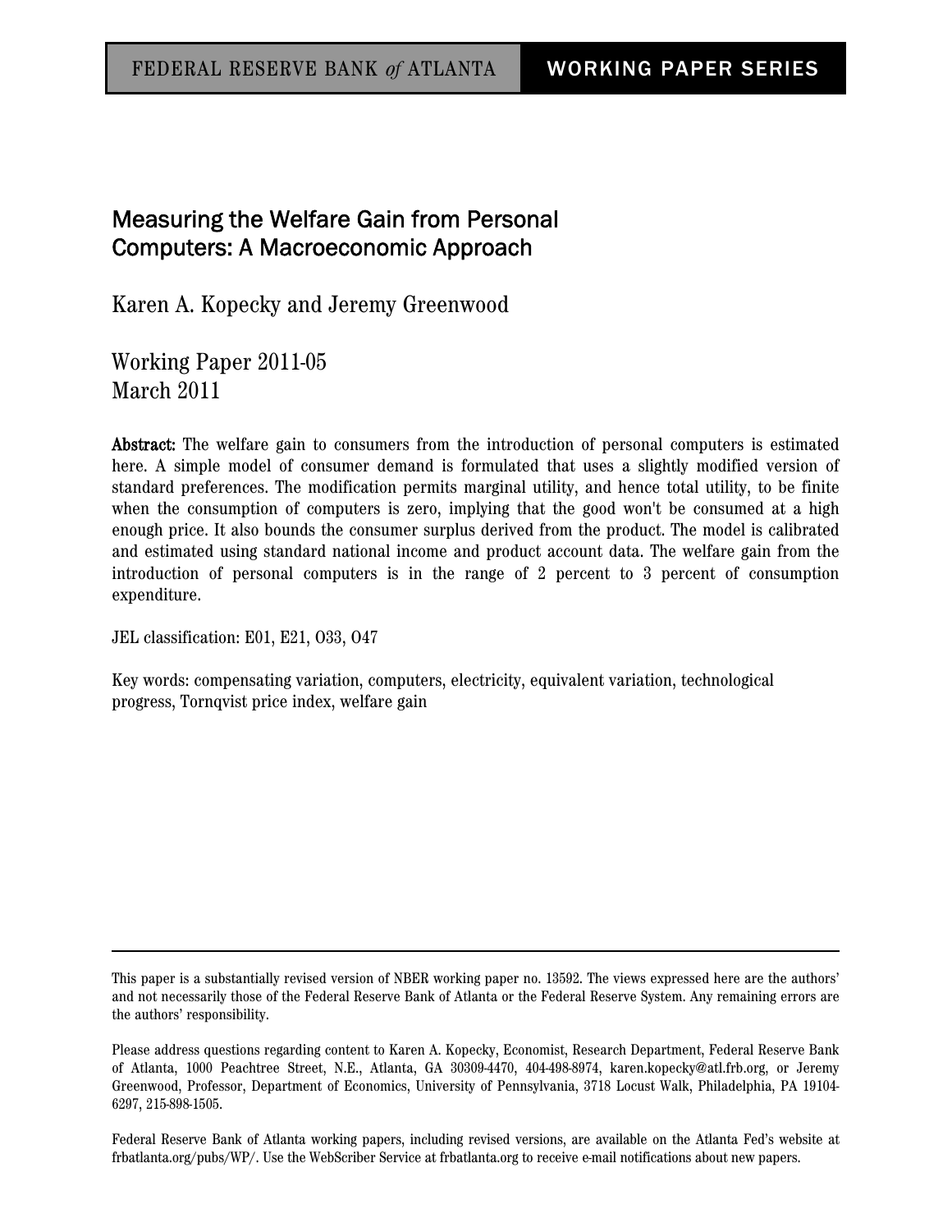FEDERAL RESERVE BANK *of* ATLANTA — WORKING PAPER SERIES

# Measuring the Welfare Gain from Personal Computers: A Macroeconomic Approach

Karen A. Kopecky and Jeremy Greenwood

Working Paper 2011-05
March 2011

**Abstract:** The welfare gain to consumers from the introduction of personal computers is estimated here. A simple model of consumer demand is formulated that uses a slightly modified version of standard preferences. The modification permits marginal utility, and hence total utility, to be finite when the consumption of computers is zero, implying that the good won't be consumed at a high enough price. It also bounds the consumer surplus derived from the product. The model is calibrated and estimated using standard national income and product account data. The welfare gain from the introduction of personal computers is in the range of 2 percent to 3 percent of consumption expenditure.

JEL classification: E01, E21, O33, O47

Key words: compensating variation, computers, electricity, equivalent variation, technological progress, Tornqvist price index, welfare gain

---

This paper is a substantially revised version of NBER working paper no. 13592. The views expressed here are the authors' and not necessarily those of the Federal Reserve Bank of Atlanta or the Federal Reserve System. Any remaining errors are the authors' responsibility.

Please address questions regarding content to Karen A. Kopecky, Economist, Research Department, Federal Reserve Bank of Atlanta, 1000 Peachtree Street, N.E., Atlanta, GA 30309-4470, 404-498-8974, karen.kopecky@atl.frb.org, or Jeremy Greenwood, Professor, Department of Economics, University of Pennsylvania, 3718 Locust Walk, Philadelphia, PA 19104-6297, 215-898-1505.

Federal Reserve Bank of Atlanta working papers, including revised versions, are available on the Atlanta Fed's website at frbatlanta.org/pubs/WP/. Use the WebScriber Service at frbatlanta.org to receive e-mail notifications about new papers.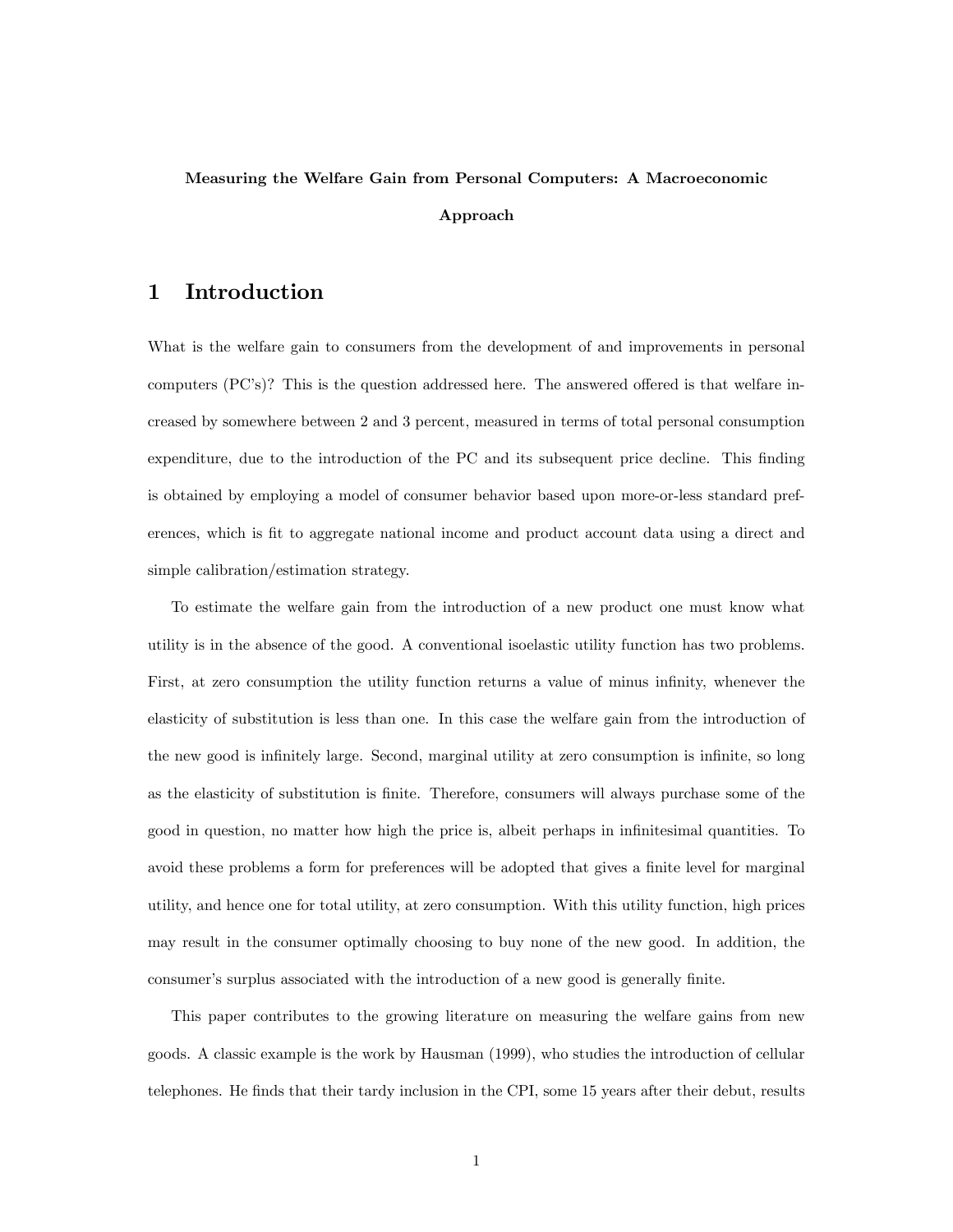**Measuring the Welfare Gain from Personal Computers: A Macroeconomic Approach**

# 1 Introduction

What is the welfare gain to consumers from the development of and improvements in personal computers (PC's)? This is the question addressed here. The answered offered is that welfare increased by somewhere between 2 and 3 percent, measured in terms of total personal consumption expenditure, due to the introduction of the PC and its subsequent price decline. This finding is obtained by employing a model of consumer behavior based upon more-or-less standard preferences, which is fit to aggregate national income and product account data using a direct and simple calibration/estimation strategy.

To estimate the welfare gain from the introduction of a new product one must know what utility is in the absence of the good. A conventional isoelastic utility function has two problems. First, at zero consumption the utility function returns a value of minus infinity, whenever the elasticity of substitution is less than one. In this case the welfare gain from the introduction of the new good is infinitely large. Second, marginal utility at zero consumption is infinite, so long as the elasticity of substitution is finite. Therefore, consumers will always purchase some of the good in question, no matter how high the price is, albeit perhaps in infinitesimal quantities. To avoid these problems a form for preferences will be adopted that gives a finite level for marginal utility, and hence one for total utility, at zero consumption. With this utility function, high prices may result in the consumer optimally choosing to buy none of the new good. In addition, the consumer's surplus associated with the introduction of a new good is generally finite.

This paper contributes to the growing literature on measuring the welfare gains from new goods. A classic example is the work by Hausman (1999), who studies the introduction of cellular telephones. He finds that their tardy inclusion in the CPI, some 15 years after their debut, results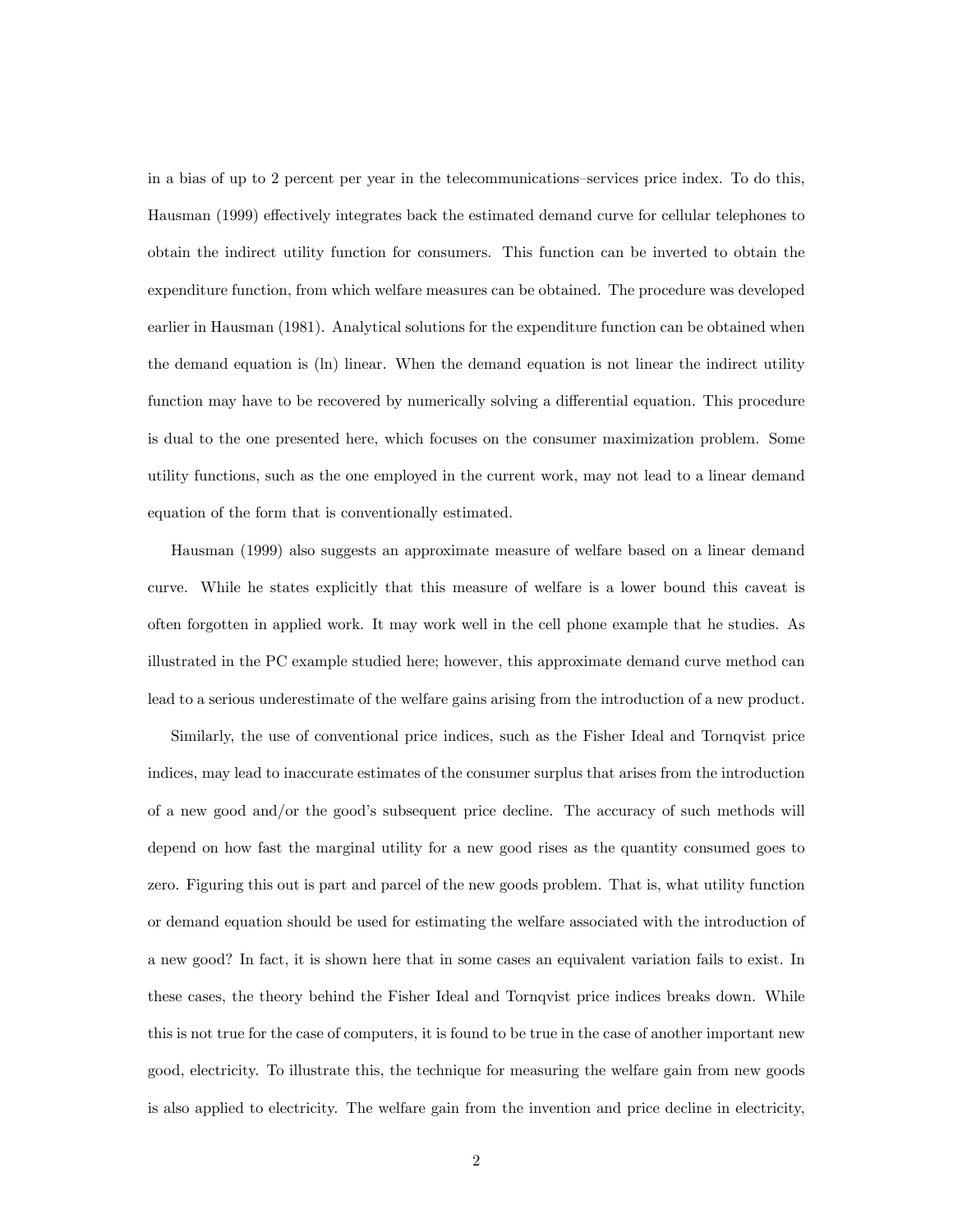in a bias of up to 2 percent per year in the telecommunications–services price index. To do this, Hausman (1999) effectively integrates back the estimated demand curve for cellular telephones to obtain the indirect utility function for consumers. This function can be inverted to obtain the expenditure function, from which welfare measures can be obtained. The procedure was developed earlier in Hausman (1981). Analytical solutions for the expenditure function can be obtained when the demand equation is (ln) linear. When the demand equation is not linear the indirect utility function may have to be recovered by numerically solving a differential equation. This procedure is dual to the one presented here, which focuses on the consumer maximization problem. Some utility functions, such as the one employed in the current work, may not lead to a linear demand equation of the form that is conventionally estimated.

Hausman (1999) also suggests an approximate measure of welfare based on a linear demand curve. While he states explicitly that this measure of welfare is a lower bound this caveat is often forgotten in applied work. It may work well in the cell phone example that he studies. As illustrated in the PC example studied here; however, this approximate demand curve method can lead to a serious underestimate of the welfare gains arising from the introduction of a new product.

Similarly, the use of conventional price indices, such as the Fisher Ideal and Tornqvist price indices, may lead to inaccurate estimates of the consumer surplus that arises from the introduction of a new good and/or the good's subsequent price decline. The accuracy of such methods will depend on how fast the marginal utility for a new good rises as the quantity consumed goes to zero. Figuring this out is part and parcel of the new goods problem. That is, what utility function or demand equation should be used for estimating the welfare associated with the introduction of a new good? In fact, it is shown here that in some cases an equivalent variation fails to exist. In these cases, the theory behind the Fisher Ideal and Tornqvist price indices breaks down. While this is not true for the case of computers, it is found to be true in the case of another important new good, electricity. To illustrate this, the technique for measuring the welfare gain from new goods is also applied to electricity. The welfare gain from the invention and price decline in electricity,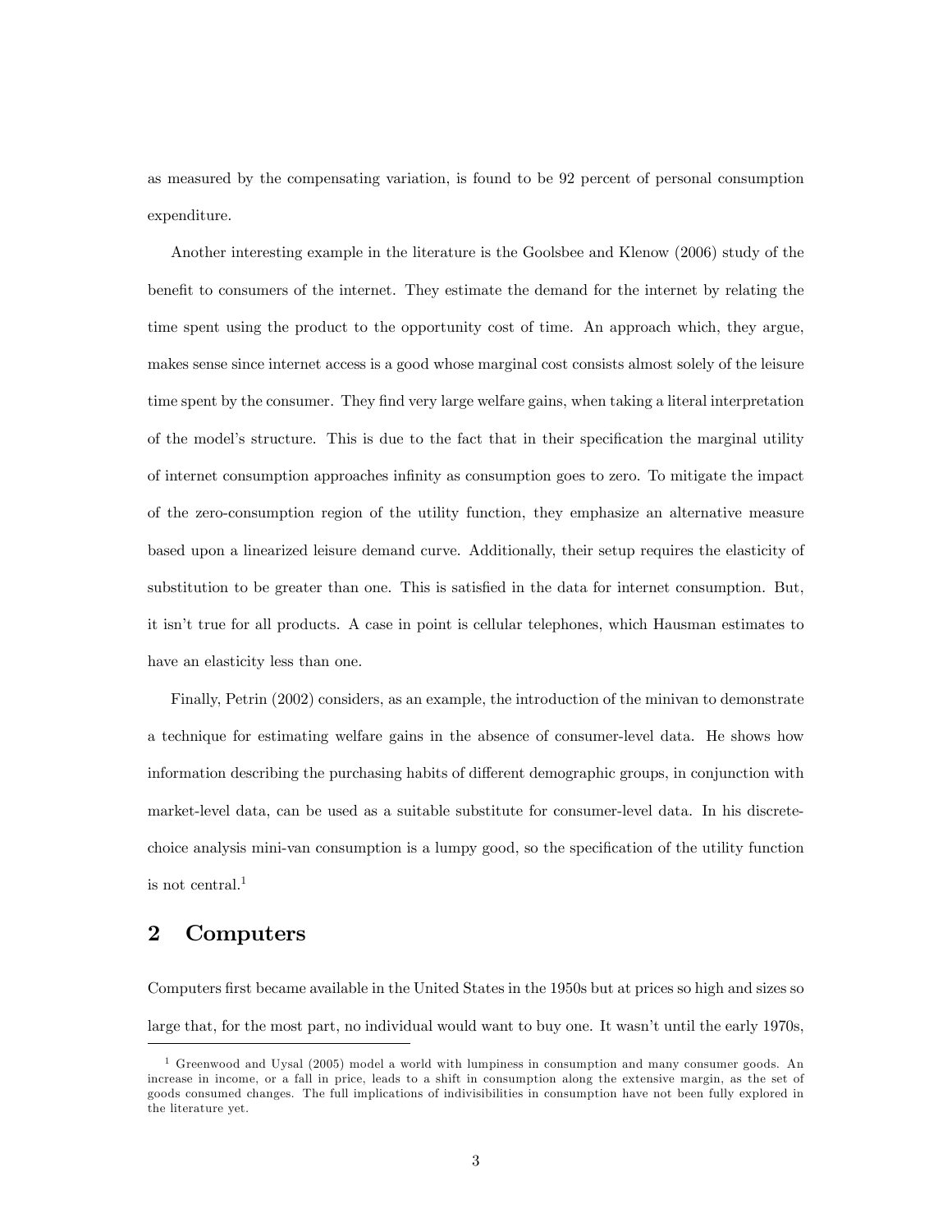as measured by the compensating variation, is found to be 92 percent of personal consumption expenditure.

Another interesting example in the literature is the Goolsbee and Klenow (2006) study of the benefit to consumers of the internet. They estimate the demand for the internet by relating the time spent using the product to the opportunity cost of time. An approach which, they argue, makes sense since internet access is a good whose marginal cost consists almost solely of the leisure time spent by the consumer. They find very large welfare gains, when taking a literal interpretation of the model's structure. This is due to the fact that in their specification the marginal utility of internet consumption approaches infinity as consumption goes to zero. To mitigate the impact of the zero-consumption region of the utility function, they emphasize an alternative measure based upon a linearized leisure demand curve. Additionally, their setup requires the elasticity of substitution to be greater than one. This is satisfied in the data for internet consumption. But, it isn't true for all products. A case in point is cellular telephones, which Hausman estimates to have an elasticity less than one.

Finally, Petrin (2002) considers, as an example, the introduction of the minivan to demonstrate a technique for estimating welfare gains in the absence of consumer-level data. He shows how information describing the purchasing habits of different demographic groups, in conjunction with market-level data, can be used as a suitable substitute for consumer-level data. In his discrete-choice analysis mini-van consumption is a lumpy good, so the specification of the utility function is not central.[1]

## 2 Computers

Computers first became available in the United States in the 1950s but at prices so high and sizes so large that, for the most part, no individual would want to buy one. It wasn't until the early 1970s,

[1] Greenwood and Uysal (2005) model a world with lumpiness in consumption and many consumer goods. An increase in income, or a fall in price, leads to a shift in consumption along the extensive margin, as the set of goods consumed changes. The full implications of indivisibilities in consumption have not been fully explored in the literature yet.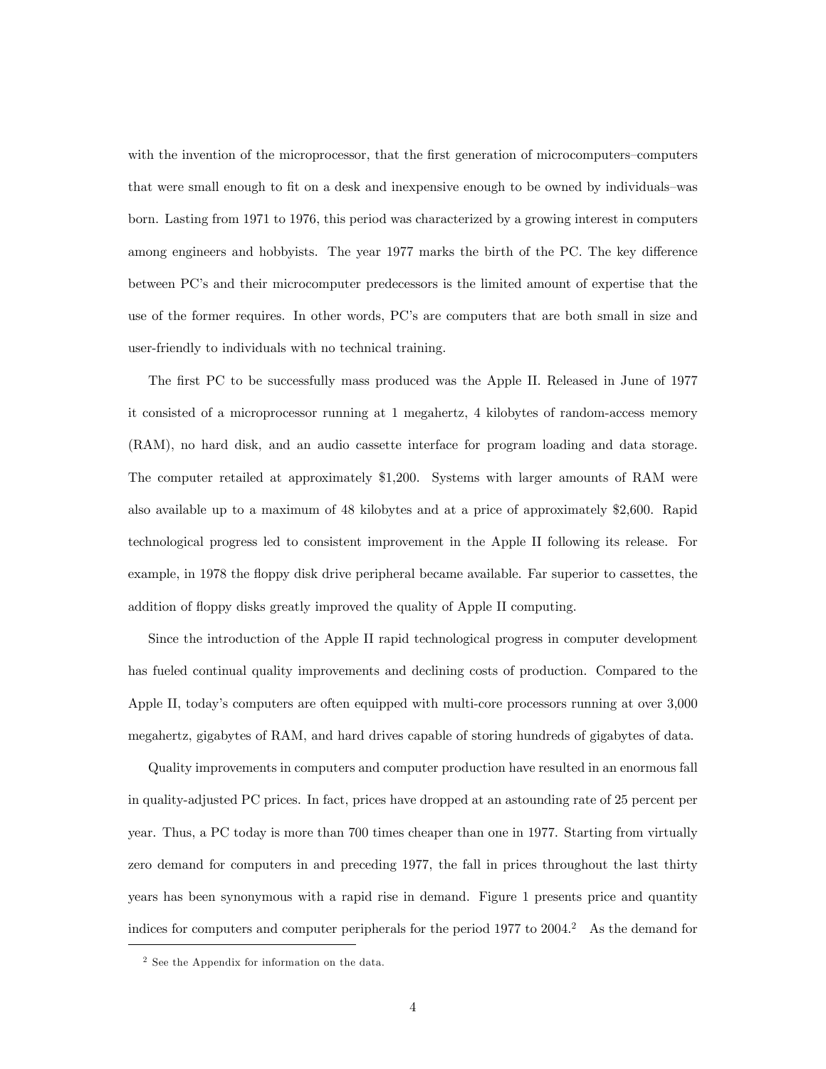with the invention of the microprocessor, that the first generation of microcomputers–computers that were small enough to fit on a desk and inexpensive enough to be owned by individuals–was born. Lasting from 1971 to 1976, this period was characterized by a growing interest in computers among engineers and hobbyists. The year 1977 marks the birth of the PC. The key difference between PC's and their microcomputer predecessors is the limited amount of expertise that the use of the former requires. In other words, PC's are computers that are both small in size and user-friendly to individuals with no technical training.

The first PC to be successfully mass produced was the Apple II. Released in June of 1977 it consisted of a microprocessor running at 1 megahertz, 4 kilobytes of random-access memory (RAM), no hard disk, and an audio cassette interface for program loading and data storage. The computer retailed at approximately $1,200. Systems with larger amounts of RAM were also available up to a maximum of 48 kilobytes and at a price of approximately $2,600. Rapid technological progress led to consistent improvement in the Apple II following its release. For example, in 1978 the floppy disk drive peripheral became available. Far superior to cassettes, the addition of floppy disks greatly improved the quality of Apple II computing.

Since the introduction of the Apple II rapid technological progress in computer development has fueled continual quality improvements and declining costs of production. Compared to the Apple II, today's computers are often equipped with multi-core processors running at over 3,000 megahertz, gigabytes of RAM, and hard drives capable of storing hundreds of gigabytes of data.

Quality improvements in computers and computer production have resulted in an enormous fall in quality-adjusted PC prices. In fact, prices have dropped at an astounding rate of 25 percent per year. Thus, a PC today is more than 700 times cheaper than one in 1977. Starting from virtually zero demand for computers in and preceding 1977, the fall in prices throughout the last thirty years has been synonymous with a rapid rise in demand. Figure 1 presents price and quantity indices for computers and computer peripherals for the period 1977 to 2004.[2] As the demand for

[2] See the Appendix for information on the data.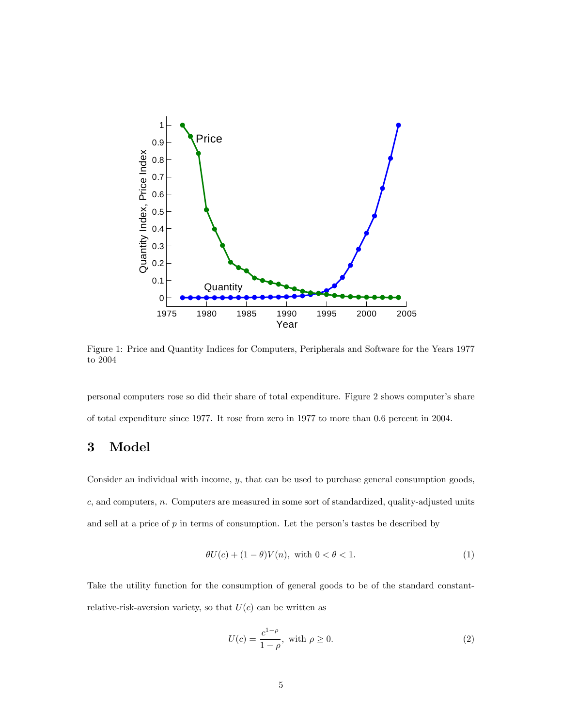Figure 1: Price and Quantity Indices for Computers, Peripherals and Software for the Years 1977 to 2004

personal computers rose so did their share of total expenditure. Figure 2 shows computer's share of total expenditure since 1977. It rose from zero in 1977 to more than 0.6 percent in 2004.

## 3 Model

Consider an individual with income, $y$, that can be used to purchase general consumption goods, $c$, and computers, $n$. Computers are measured in some sort of standardized, quality-adjusted units and sell at a price of $p$ in terms of consumption. Let the person's tastes be described by

$$\theta U(c) + (1-\theta)V(n), \text{ with } 0 < \theta < 1. \tag{1}$$

Take the utility function for the consumption of general goods to be of the standard constant-relative-risk-aversion variety, so that $U(c)$ can be written as

$$U(c) = \frac{c^{1-\rho}}{1-\rho}, \text{ with } \rho \geq 0. \tag{2}$$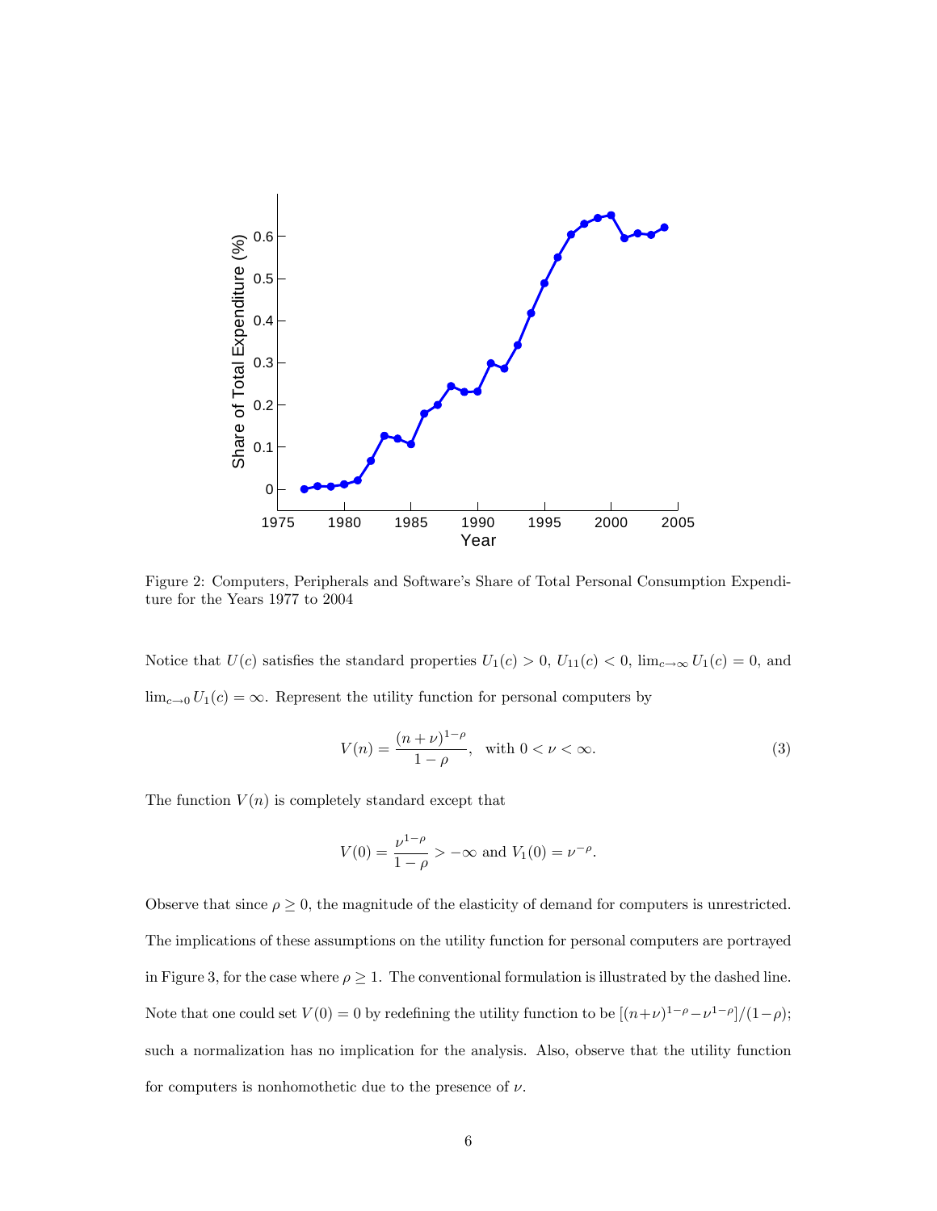Figure 2: Computers, Peripherals and Software's Share of Total Personal Consumption Expenditure for the Years 1977 to 2004

Notice that $U(c)$ satisfies the standard properties $U_1(c) > 0$, $U_{11}(c) < 0$, $\lim_{c\to\infty} U_1(c) = 0$, and $\lim_{c\to 0} U_1(c) = \infty$. Represent the utility function for personal computers by

$$V(n) = \frac{(n+\nu)^{1-\rho}}{1-\rho}, \quad \text{with } 0 < \nu < \infty. \tag{3}$$

The function $V(n)$ is completely standard except that

$$V(0) = \frac{\nu^{1-\rho}}{1-\rho} > -\infty \text{ and } V_1(0) = \nu^{-\rho}.$$

Observe that since $\rho \geq 0$, the magnitude of the elasticity of demand for computers is unrestricted. The implications of these assumptions on the utility function for personal computers are portrayed in Figure 3, for the case where $\rho \geq 1$. The conventional formulation is illustrated by the dashed line. Note that one could set $V(0) = 0$ by redefining the utility function to be $[(n+\nu)^{1-\rho} - \nu^{1-\rho}]/(1-\rho)$; such a normalization has no implication for the analysis. Also, observe that the utility function for computers is nonhomothetic due to the presence of $\nu$.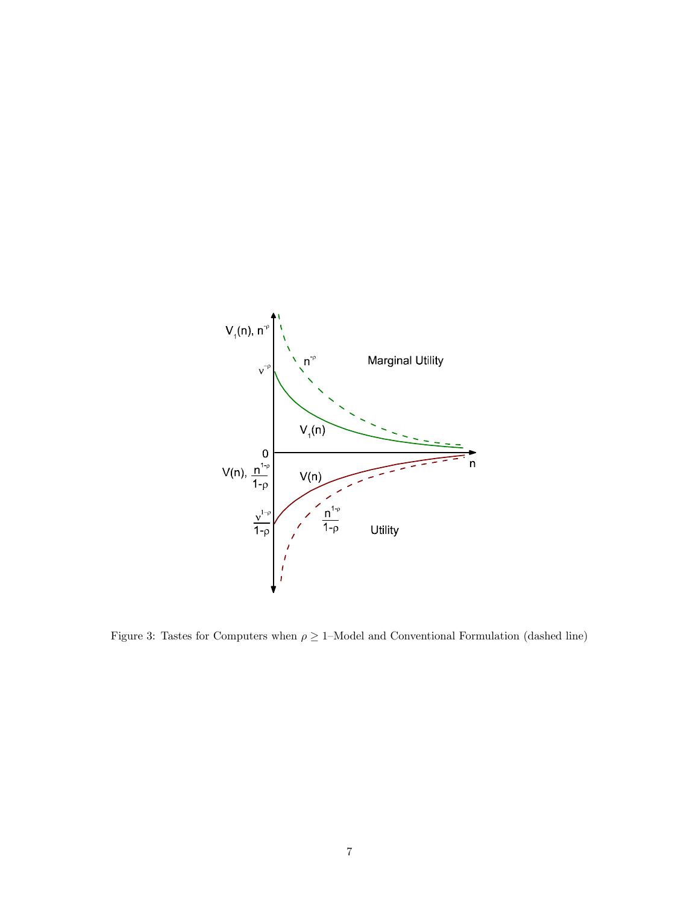Figure 3: Tastes for Computers when $\rho \geq 1$–Model and Conventional Formulation (dashed line)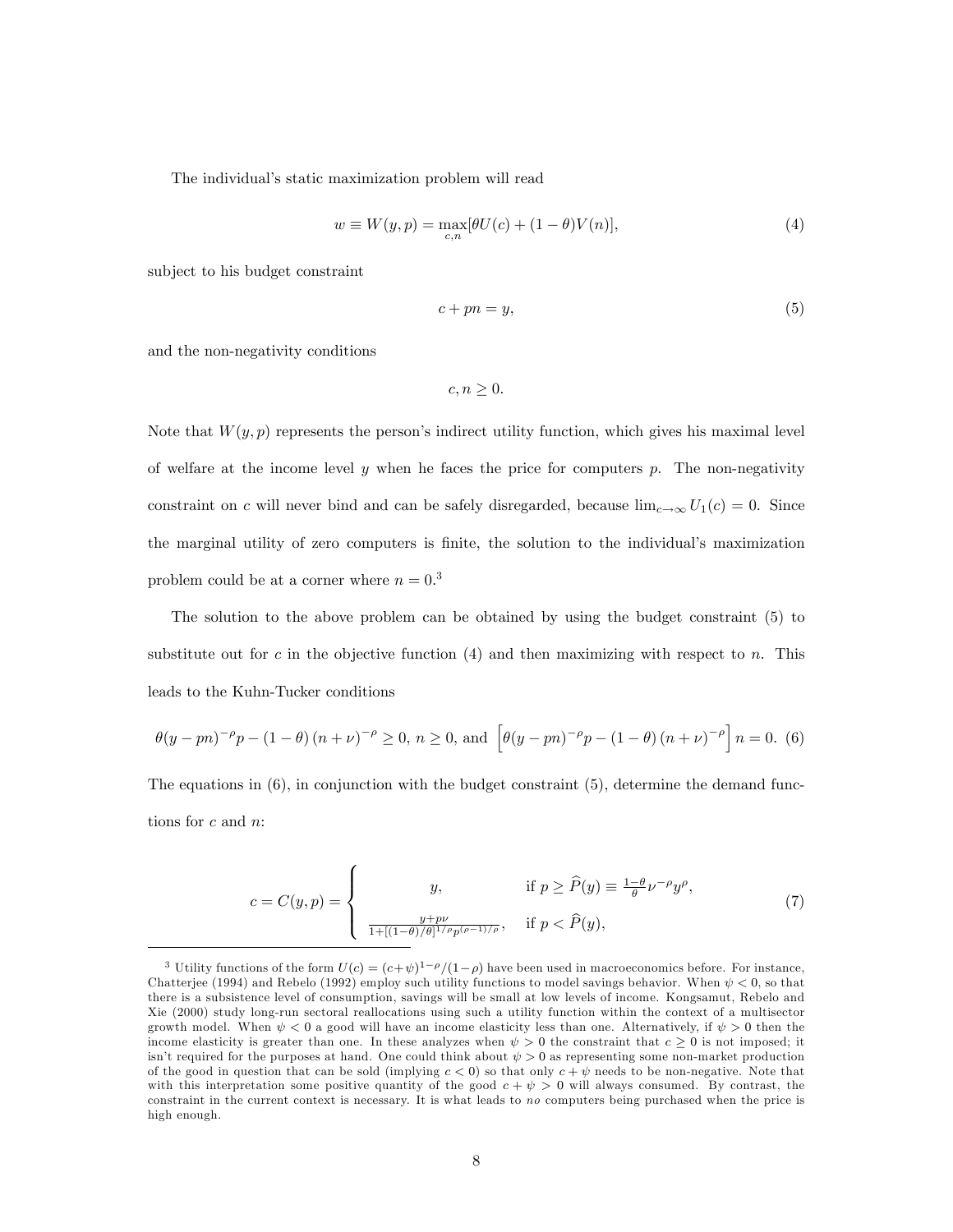The individual's static maximization problem will read

$$w \equiv W(y,p) = \max_{c,n}[\theta U(c) + (1-\theta)V(n)], \tag{4}$$

subject to his budget constraint

$$c + pn = y, \tag{5}$$

and the non-negativity conditions

$$c, n \geq 0.$$

Note that $W(y,p)$ represents the person's indirect utility function, which gives his maximal level of welfare at the income level $y$ when he faces the price for computers $p$. The non-negativity constraint on $c$ will never bind and can be safely disregarded, because $\lim_{c\to\infty} U_1(c) = 0$. Since the marginal utility of zero computers is finite, the solution to the individual's maximization problem could be at a corner where $n = 0$.[3]

The solution to the above problem can be obtained by using the budget constraint (5) to substitute out for $c$ in the objective function (4) and then maximizing with respect to $n$. This leads to the Kuhn-Tucker conditions

$$\theta(y-pn)^{-\rho}p - (1-\theta)(n+\nu)^{-\rho} \geq 0, \; n \geq 0, \text{ and } \left[\theta(y-pn)^{-\rho}p - (1-\theta)(n+\nu)^{-\rho}\right]n = 0. \tag{6}$$

The equations in (6), in conjunction with the budget constraint (5), determine the demand functions for $c$ and $n$:

$$c = C(y,p) = \begin{cases} y, & \text{if } p \geq \widehat{P}(y) \equiv \frac{1-\theta}{\theta}\nu^{-\rho}y^{\rho}, \\ \frac{y+p\nu}{1+[(1-\theta)/\theta]^{1/\rho}p^{(\rho-1)/\rho}}, & \text{if } p < \widehat{P}(y), \end{cases} \tag{7}$$

---

[3] Utility functions of the form $U(c) = (c+\psi)^{1-\rho}/(1-\rho)$ have been used in macroeconomics before. For instance, Chatterjee (1994) and Rebelo (1992) employ such utility functions to model savings behavior. When $\psi < 0$, so that there is a subsistence level of consumption, savings will be small at low levels of income. Kongsamut, Rebelo and Xie (2000) study long-run sectoral reallocations using such a utility function within the context of a multisector growth model. When $\psi < 0$ a good will have an income elasticity less than one. Alternatively, if $\psi > 0$ then the income elasticity is greater than one. In these analyzes when $\psi > 0$ the constraint that $c \geq 0$ is not imposed; it isn't required for the purposes at hand. One could think about $\psi > 0$ as representing some non-market production of the good in question that can be sold (implying $c < 0$) so that only $c + \psi$ needs to be non-negative. Note that with this interpretation some positive quantity of the good $c + \psi > 0$ will always consumed. By contrast, the constraint in the current context is necessary. It is what leads to *no* computers being purchased when the price is high enough.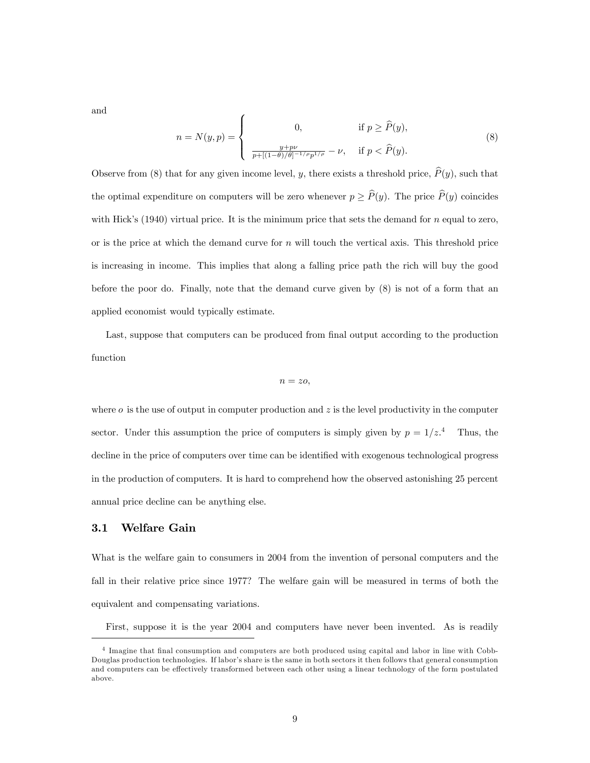and

$$n = N(y, p) = \begin{cases} 0, & \text{if } p \geq \widehat{P}(y), \\ \frac{y + p\nu}{p + [(1-\theta)/\theta]^{-1/\rho} p^{1/\rho}} - \nu, & \text{if } p < \widehat{P}(y). \end{cases} \tag{8}$$

Observe from (8) that for any given income level, $y$, there exists a threshold price, $\widehat{P}(y)$, such that the optimal expenditure on computers will be zero whenever $p \geq \widehat{P}(y)$. The price $\widehat{P}(y)$ coincides with Hick's (1940) virtual price. It is the minimum price that sets the demand for $n$ equal to zero, or is the price at which the demand curve for $n$ will touch the vertical axis. This threshold price is increasing in income. This implies that along a falling price path the rich will buy the good before the poor do. Finally, note that the demand curve given by (8) is not of a form that an applied economist would typically estimate.

Last, suppose that computers can be produced from final output according to the production function

$$n = zo,$$

where $o$ is the use of output in computer production and $z$ is the level productivity in the computer sector. Under this assumption the price of computers is simply given by $p = 1/z$.[4] Thus, the decline in the price of computers over time can be identified with exogenous technological progress in the production of computers. It is hard to comprehend how the observed astonishing 25 percent annual price decline can be anything else.

## 3.1 Welfare Gain

What is the welfare gain to consumers in 2004 from the invention of personal computers and the fall in their relative price since 1977? The welfare gain will be measured in terms of both the equivalent and compensating variations.

First, suppose it is the year 2004 and computers have never been invented. As is readily

[4] Imagine that final consumption and computers are both produced using capital and labor in line with Cobb-Douglas production technologies. If labor's share is the same in both sectors it then follows that general consumption and computers can be effectively transformed between each other using a linear technology of the form postulated above.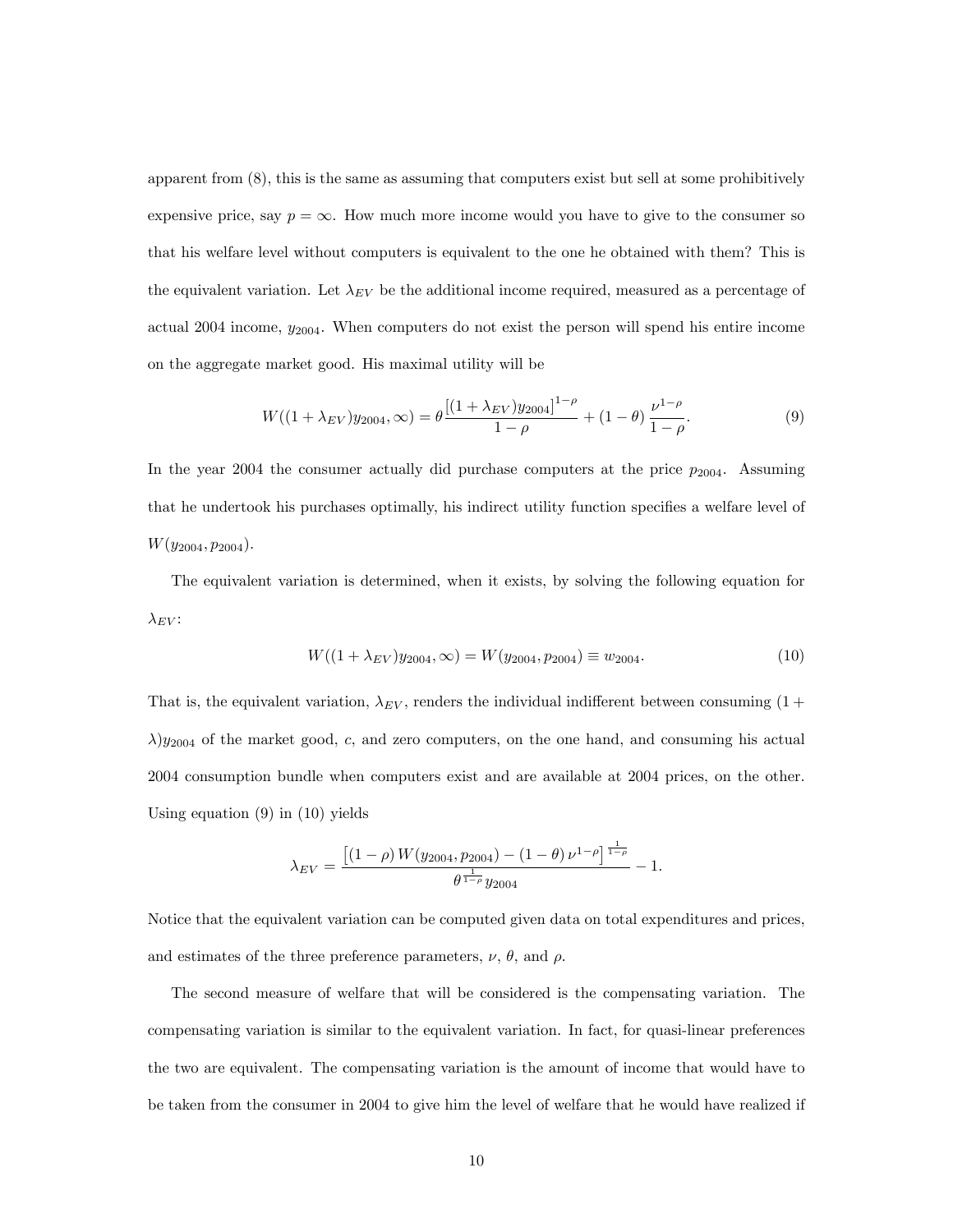apparent from (8), this is the same as assuming that computers exist but sell at some prohibitively expensive price, say $p = \infty$. How much more income would you have to give to the consumer so that his welfare level without computers is equivalent to the one he obtained with them? This is the equivalent variation. Let $\lambda_{EV}$ be the additional income required, measured as a percentage of actual 2004 income, $y_{2004}$. When computers do not exist the person will spend his entire income on the aggregate market good. His maximal utility will be

$$W((1+\lambda_{EV})y_{2004}, \infty) = \theta \frac{\left[(1+\lambda_{EV})y_{2004}\right]^{1-\rho}}{1-\rho} + (1-\theta)\frac{\nu^{1-\rho}}{1-\rho}. \tag{9}$$

In the year 2004 the consumer actually did purchase computers at the price $p_{2004}$. Assuming that he undertook his purchases optimally, his indirect utility function specifies a welfare level of $W(y_{2004}, p_{2004})$.

The equivalent variation is determined, when it exists, by solving the following equation for $\lambda_{EV}$:

$$W((1+\lambda_{EV})y_{2004}, \infty) = W(y_{2004}, p_{2004}) \equiv w_{2004}. \tag{10}$$

That is, the equivalent variation, $\lambda_{EV}$, renders the individual indifferent between consuming $(1+\lambda)y_{2004}$ of the market good, $c$, and zero computers, on the one hand, and consuming his actual 2004 consumption bundle when computers exist and are available at 2004 prices, on the other. Using equation (9) in (10) yields

$$\lambda_{EV} = \frac{\left[(1-\rho)\, W(y_{2004}, p_{2004}) - (1-\theta)\, \nu^{1-\rho}\right]^{\frac{1}{1-\rho}}}{\theta^{\frac{1}{1-\rho}}\, y_{2004}} - 1.$$

Notice that the equivalent variation can be computed given data on total expenditures and prices, and estimates of the three preference parameters, $\nu$, $\theta$, and $\rho$.

The second measure of welfare that will be considered is the compensating variation. The compensating variation is similar to the equivalent variation. In fact, for quasi-linear preferences the two are equivalent. The compensating variation is the amount of income that would have to be taken from the consumer in 2004 to give him the level of welfare that he would have realized if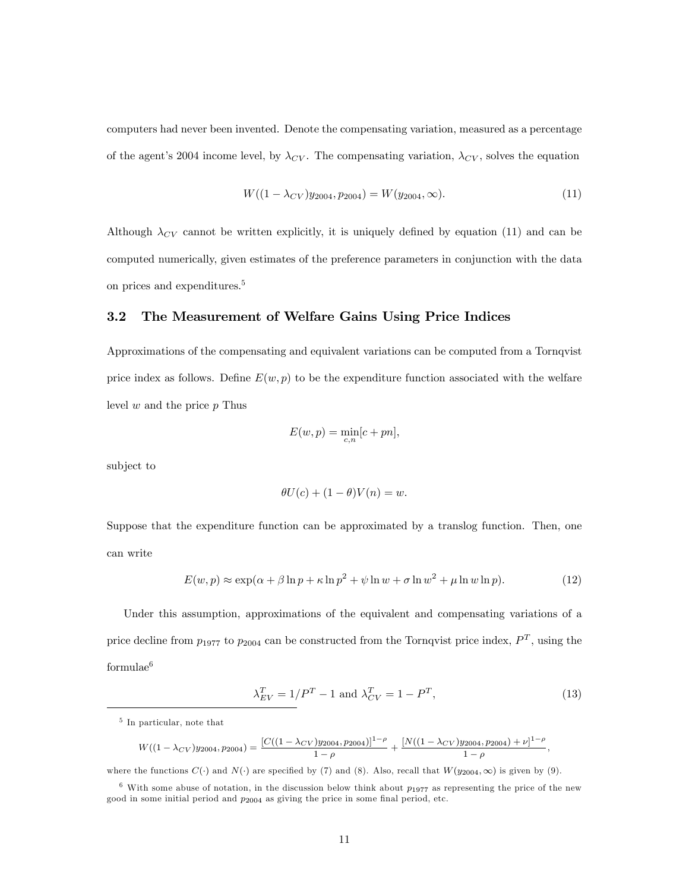computers had never been invented. Denote the compensating variation, measured as a percentage of the agent's 2004 income level, by $\lambda_{CV}$. The compensating variation, $\lambda_{CV}$, solves the equation

$$W((1-\lambda_{CV})y_{2004}, p_{2004}) = W(y_{2004}, \infty). \tag{11}$$

Although $\lambda_{CV}$ cannot be written explicitly, it is uniquely defined by equation (11) and can be computed numerically, given estimates of the preference parameters in conjunction with the data on prices and expenditures.[5]

## 3.2 The Measurement of Welfare Gains Using Price Indices

Approximations of the compensating and equivalent variations can be computed from a Tornqvist price index as follows. Define $E(w, p)$ to be the expenditure function associated with the welfare level $w$ and the price $p$ Thus

$$E(w, p) = \min_{c,n}[c + pn],$$

subject to

$$\theta U(c) + (1-\theta)V(n) = w.$$

Suppose that the expenditure function can be approximated by a translog function. Then, one can write

$$E(w, p) \approx \exp(\alpha + \beta \ln p + \kappa \ln p^2 + \psi \ln w + \sigma \ln w^2 + \mu \ln w \ln p). \tag{12}$$

Under this assumption, approximations of the equivalent and compensating variations of a price decline from $p_{1977}$ to $p_{2004}$ can be constructed from the Tornqvist price index, $P^T$, using the formulae[6]

$$\lambda_{EV}^T = 1/P^T - 1 \text{ and } \lambda_{CV}^T = 1 - P^T, \tag{13}$$

---

[5] In particular, note that

$$W((1-\lambda_{CV})y_{2004}, p_{2004}) = \frac{[C((1-\lambda_{CV})y_{2004}, p_{2004})]^{1-\rho}}{1-\rho} + \frac{[N((1-\lambda_{CV})y_{2004}, p_{2004}) + \nu]^{1-\rho}}{1-\rho},$$

where the functions $C(\cdot)$ and $N(\cdot)$ are specified by (7) and (8). Also, recall that $W(y_{2004}, \infty)$ is given by (9).

[6] With some abuse of notation, in the discussion below think about $p_{1977}$ as representing the price of the new good in some initial period and $p_{2004}$ as giving the price in some final period, etc.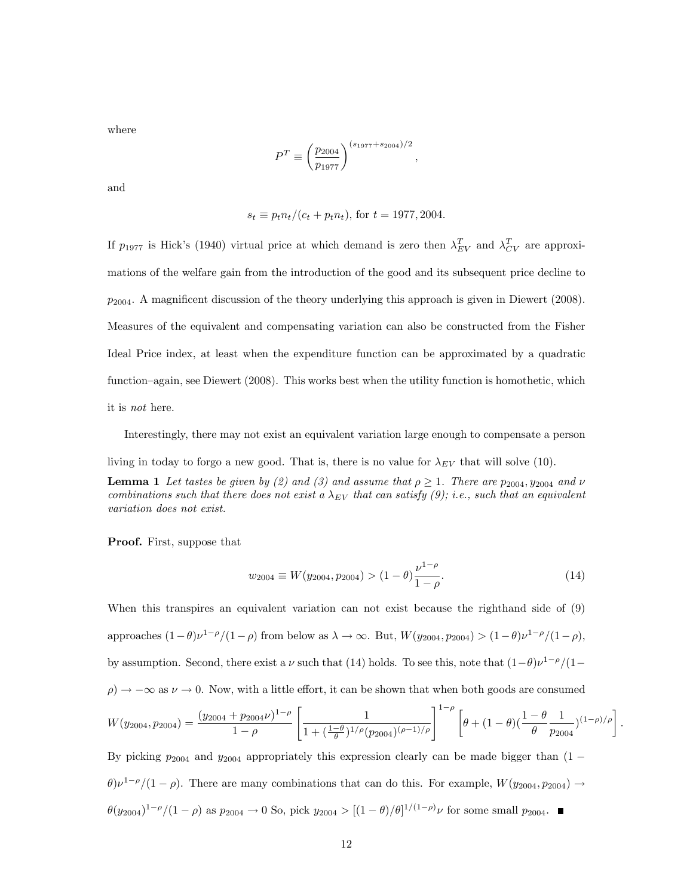where

$$P^T \equiv \left(\frac{p_{2004}}{p_{1977}}\right)^{(s_{1977}+s_{2004})/2},$$

and

$$s_t \equiv p_t n_t/(c_t + p_t n_t), \text{ for } t = 1977, 2004.$$

If $p_{1977}$ is Hick's (1940) virtual price at which demand is zero then $\lambda^T_{EV}$ and $\lambda^T_{CV}$ are approximations of the welfare gain from the introduction of the good and its subsequent price decline to $p_{2004}$. A magnificent discussion of the theory underlying this approach is given in Diewert (2008). Measures of the equivalent and compensating variation can also be constructed from the Fisher Ideal Price index, at least when the expenditure function can be approximated by a quadratic function–again, see Diewert (2008). This works best when the utility function is homothetic, which it is *not* here.

Interestingly, there may not exist an equivalent variation large enough to compensate a person living in today to forgo a new good. That is, there is no value for $\lambda_{EV}$ that will solve (10).

**Lemma 1** *Let tastes be given by (2) and (3) and assume that $\rho \geq 1$. There are $p_{2004}, y_{2004}$ and $\nu$ combinations such that there does not exist a $\lambda_{EV}$ that can satisfy (9); i.e., such that an equivalent variation does not exist.*

**Proof.** First, suppose that

$$w_{2004} \equiv W(y_{2004}, p_{2004}) > (1-\theta)\frac{\nu^{1-\rho}}{1-\rho}. \tag{14}$$

When this transpires an equivalent variation can not exist because the righthand side of (9) approaches $(1-\theta)\nu^{1-\rho}/(1-\rho)$ from below as $\lambda \to \infty$. But, $W(y_{2004}, p_{2004}) > (1-\theta)\nu^{1-\rho}/(1-\rho)$, by assumption. Second, there exist a $\nu$ such that (14) holds. To see this, note that $(1-\theta)\nu^{1-\rho}/(1-\rho) \to -\infty$ as $\nu \to 0$. Now, with a little effort, it can be shown that when both goods are consumed

$$W(y_{2004}, p_{2004}) = \frac{(y_{2004} + p_{2004}\nu)^{1-\rho}}{1-\rho}\left[\frac{1}{1+(\frac{1-\theta}{\theta})^{1/\rho}(p_{2004})^{(\rho-1)/\rho}}\right]^{1-\rho}\left[\theta + (1-\theta)(\frac{1-\theta}{\theta}\frac{1}{p_{2004}})^{(1-\rho)/\rho}\right].$$

By picking $p_{2004}$ and $y_{2004}$ appropriately this expression clearly can be made bigger than $(1-\theta)\nu^{1-\rho}/(1-\rho)$. There are many combinations that can do this. For example, $W(y_{2004}, p_{2004}) \to \theta(y_{2004})^{1-\rho}/(1-\rho)$ as $p_{2004} \to 0$ So, pick $y_{2004} > [(1-\theta)/\theta]^{1/(1-\rho)}\nu$ for some small $p_{2004}$. ■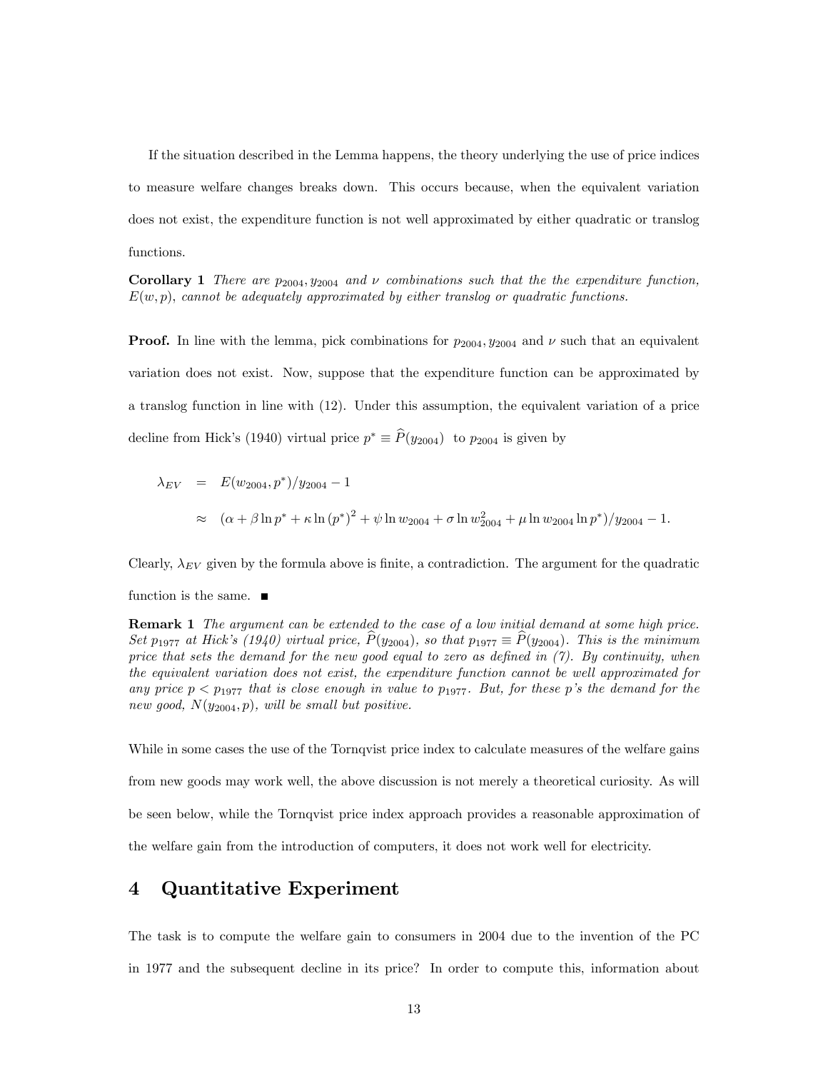If the situation described in the Lemma happens, the theory underlying the use of price indices to measure welfare changes breaks down. This occurs because, when the equivalent variation does not exist, the expenditure function is not well approximated by either quadratic or translog functions.

**Corollary 1** *There are $p_{2004}, y_{2004}$ and $\nu$ combinations such that the the expenditure function, $E(w, p)$, cannot be adequately approximated by either translog or quadratic functions.*

**Proof.** In line with the lemma, pick combinations for $p_{2004}, y_{2004}$ and $\nu$ such that an equivalent variation does not exist. Now, suppose that the expenditure function can be approximated by a translog function in line with (12). Under this assumption, the equivalent variation of a price decline from Hick's (1940) virtual price $p^* \equiv \widehat{P}(y_{2004})$ to $p_{2004}$ is given by

$$
\begin{aligned}
\lambda_{EV} &= E(w_{2004}, p^*)/y_{2004} - 1 \\
&\approx (\alpha + \beta \ln p^* + \kappa \ln (p^*)^2 + \psi \ln w_{2004} + \sigma \ln w_{2004}^2 + \mu \ln w_{2004} \ln p^*)/y_{2004} - 1.
\end{aligned}
$$

Clearly, $\lambda_{EV}$ given by the formula above is finite, a contradiction. The argument for the quadratic function is the same. ∎

**Remark 1** *The argument can be extended to the case of a low initial demand at some high price. Set $p_{1977}$ at Hick's (1940) virtual price, $\widehat{P}(y_{2004})$, so that $p_{1977} \equiv \widehat{P}(y_{2004})$. This is the minimum price that sets the demand for the new good equal to zero as defined in (7). By continuity, when the equivalent variation does not exist, the expenditure function cannot be well approximated for any price $p < p_{1977}$ that is close enough in value to $p_{1977}$. But, for these $p$'s the demand for the new good, $N(y_{2004}, p)$, will be small but positive.*

While in some cases the use of the Tornqvist price index to calculate measures of the welfare gains from new goods may work well, the above discussion is not merely a theoretical curiosity. As will be seen below, while the Tornqvist price index approach provides a reasonable approximation of the welfare gain from the introduction of computers, it does not work well for electricity.

## 4 Quantitative Experiment

The task is to compute the welfare gain to consumers in 2004 due to the invention of the PC in 1977 and the subsequent decline in its price? In order to compute this, information about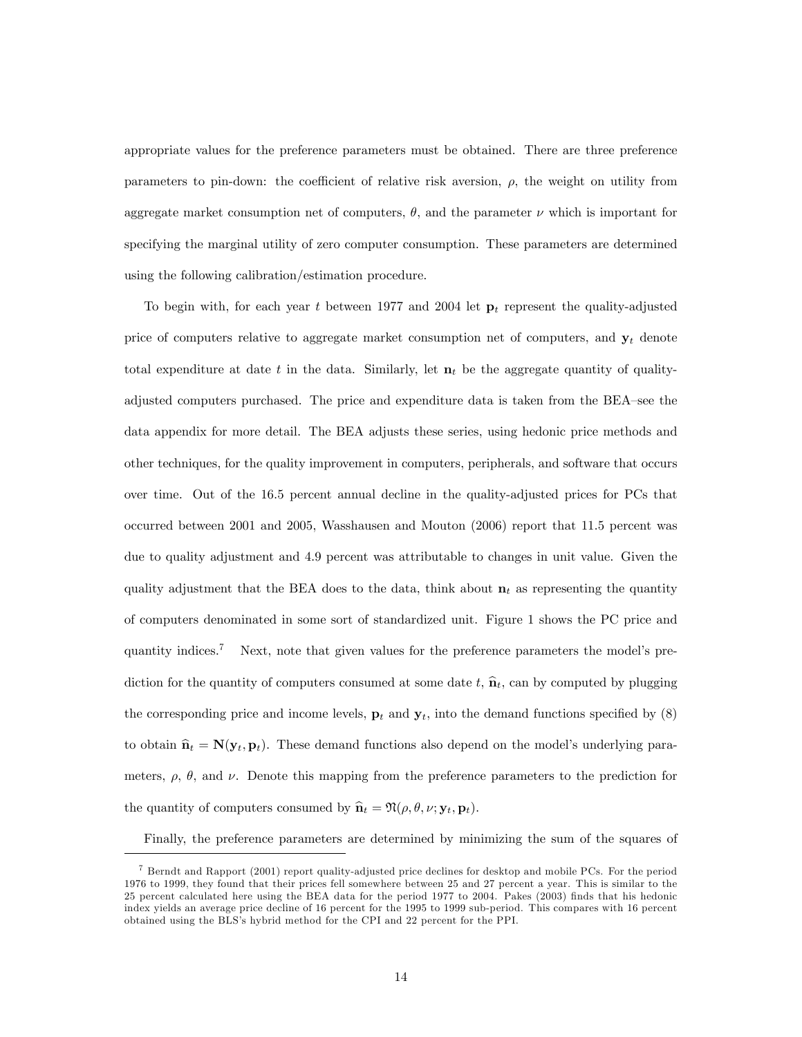appropriate values for the preference parameters must be obtained. There are three preference parameters to pin-down: the coefficient of relative risk aversion, $\rho$, the weight on utility from aggregate market consumption net of computers, $\theta$, and the parameter $\nu$ which is important for specifying the marginal utility of zero computer consumption. These parameters are determined using the following calibration/estimation procedure.

To begin with, for each year $t$ between 1977 and 2004 let $\mathbf{p}_t$ represent the quality-adjusted price of computers relative to aggregate market consumption net of computers, and $\mathbf{y}_t$ denote total expenditure at date $t$ in the data. Similarly, let $\mathbf{n}_t$ be the aggregate quantity of quality-adjusted computers purchased. The price and expenditure data is taken from the BEA–see the data appendix for more detail. The BEA adjusts these series, using hedonic price methods and other techniques, for the quality improvement in computers, peripherals, and software that occurs over time. Out of the 16.5 percent annual decline in the quality-adjusted prices for PCs that occurred between 2001 and 2005, Wasshausen and Mouton (2006) report that 11.5 percent was due to quality adjustment and 4.9 percent was attributable to changes in unit value. Given the quality adjustment that the BEA does to the data, think about $\mathbf{n}_t$ as representing the quantity of computers denominated in some sort of standardized unit. Figure 1 shows the PC price and quantity indices.[7] Next, note that given values for the preference parameters the model's prediction for the quantity of computers consumed at some date $t$, $\widehat{\mathbf{n}}_t$, can by computed by plugging the corresponding price and income levels, $\mathbf{p}_t$ and $\mathbf{y}_t$, into the demand functions specified by (8) to obtain $\widehat{\mathbf{n}}_t = \mathbf{N}(\mathbf{y}_t, \mathbf{p}_t)$. These demand functions also depend on the model's underlying parameters, $\rho$, $\theta$, and $\nu$. Denote this mapping from the preference parameters to the prediction for the quantity of computers consumed by $\widehat{\mathbf{n}}_t = \mathfrak{N}(\rho, \theta, \nu; \mathbf{y}_t, \mathbf{p}_t)$.

Finally, the preference parameters are determined by minimizing the sum of the squares of

[7] Berndt and Rapport (2001) report quality-adjusted price declines for desktop and mobile PCs. For the period 1976 to 1999, they found that their prices fell somewhere between 25 and 27 percent a year. This is similar to the 25 percent calculated here using the BEA data for the period 1977 to 2004. Pakes (2003) finds that his hedonic index yields an average price decline of 16 percent for the 1995 to 1999 sub-period. This compares with 16 percent obtained using the BLS's hybrid method for the CPI and 22 percent for the PPI.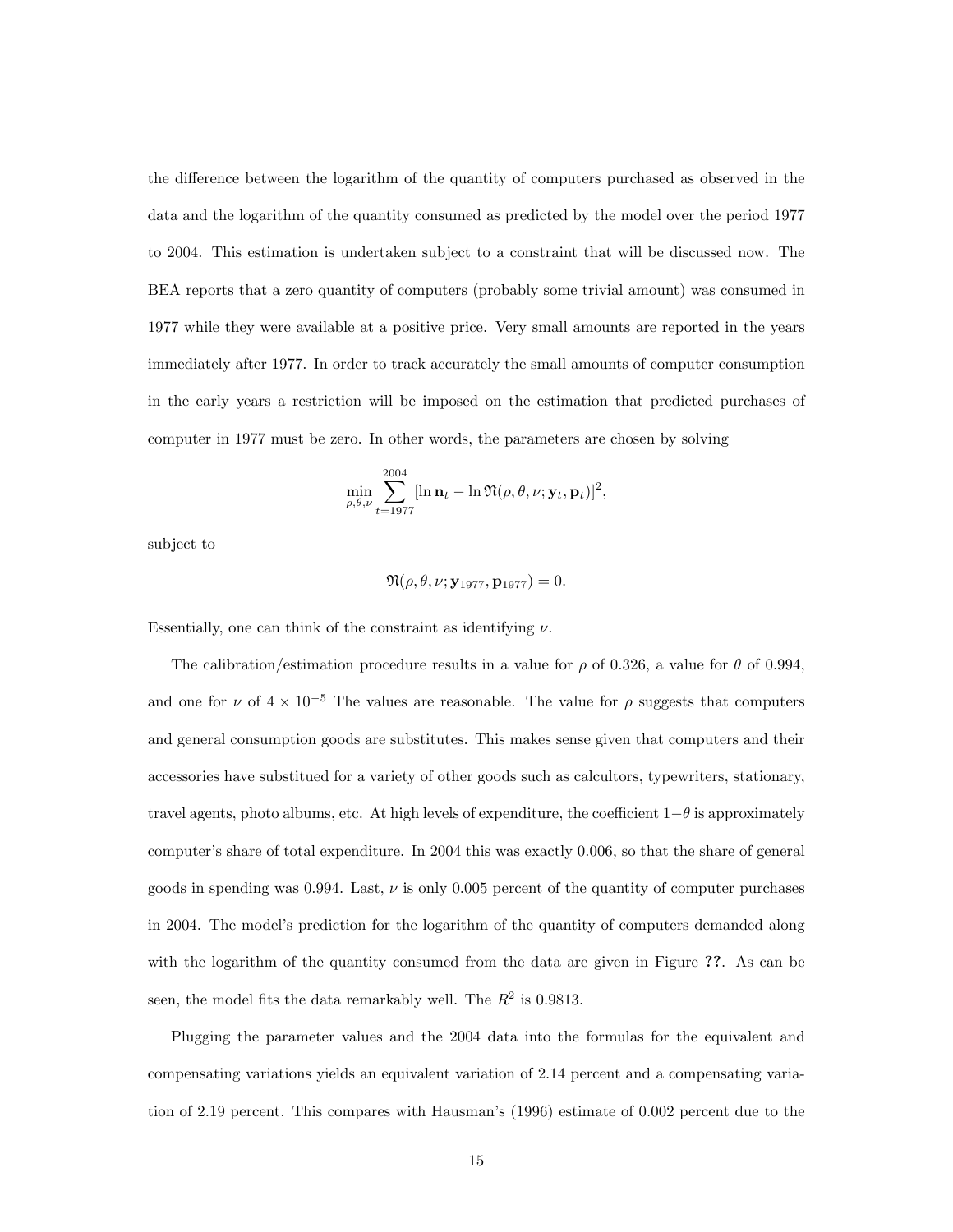the difference between the logarithm of the quantity of computers purchased as observed in the data and the logarithm of the quantity consumed as predicted by the model over the period 1977 to 2004. This estimation is undertaken subject to a constraint that will be discussed now. The BEA reports that a zero quantity of computers (probably some trivial amount) was consumed in 1977 while they were available at a positive price. Very small amounts are reported in the years immediately after 1977. In order to track accurately the small amounts of computer consumption in the early years a restriction will be imposed on the estimation that predicted purchases of computer in 1977 must be zero. In other words, the parameters are chosen by solving

$$\min_{\rho,\theta,\nu} \sum_{t=1977}^{2004} [\ln \mathbf{n}_t - \ln \mathfrak{N}(\rho, \theta, \nu; \mathbf{y}_t, \mathbf{p}_t)]^2,$$

subject to

$$\mathfrak{N}(\rho, \theta, \nu; \mathbf{y}_{1977}, \mathbf{p}_{1977}) = 0.$$

Essentially, one can think of the constraint as identifying $\nu$.

The calibration/estimation procedure results in a value for $\rho$ of 0.326, a value for $\theta$ of 0.994, and one for $\nu$ of $4 \times 10^{-5}$ The values are reasonable. The value for $\rho$ suggests that computers and general consumption goods are substitutes. This makes sense given that computers and their accessories have substitued for a variety of other goods such as calcultors, typewriters, stationary, travel agents, photo albums, etc. At high levels of expenditure, the coefficient $1-\theta$ is approximately computer's share of total expenditure. In 2004 this was exactly 0.006, so that the share of general goods in spending was 0.994. Last, $\nu$ is only 0.005 percent of the quantity of computer purchases in 2004. The model's prediction for the logarithm of the quantity of computers demanded along with the logarithm of the quantity consumed from the data are given in Figure **??**. As can be seen, the model fits the data remarkably well. The $R^2$ is 0.9813.

Plugging the parameter values and the 2004 data into the formulas for the equivalent and compensating variations yields an equivalent variation of 2.14 percent and a compensating variation of 2.19 percent. This compares with Hausman's (1996) estimate of 0.002 percent due to the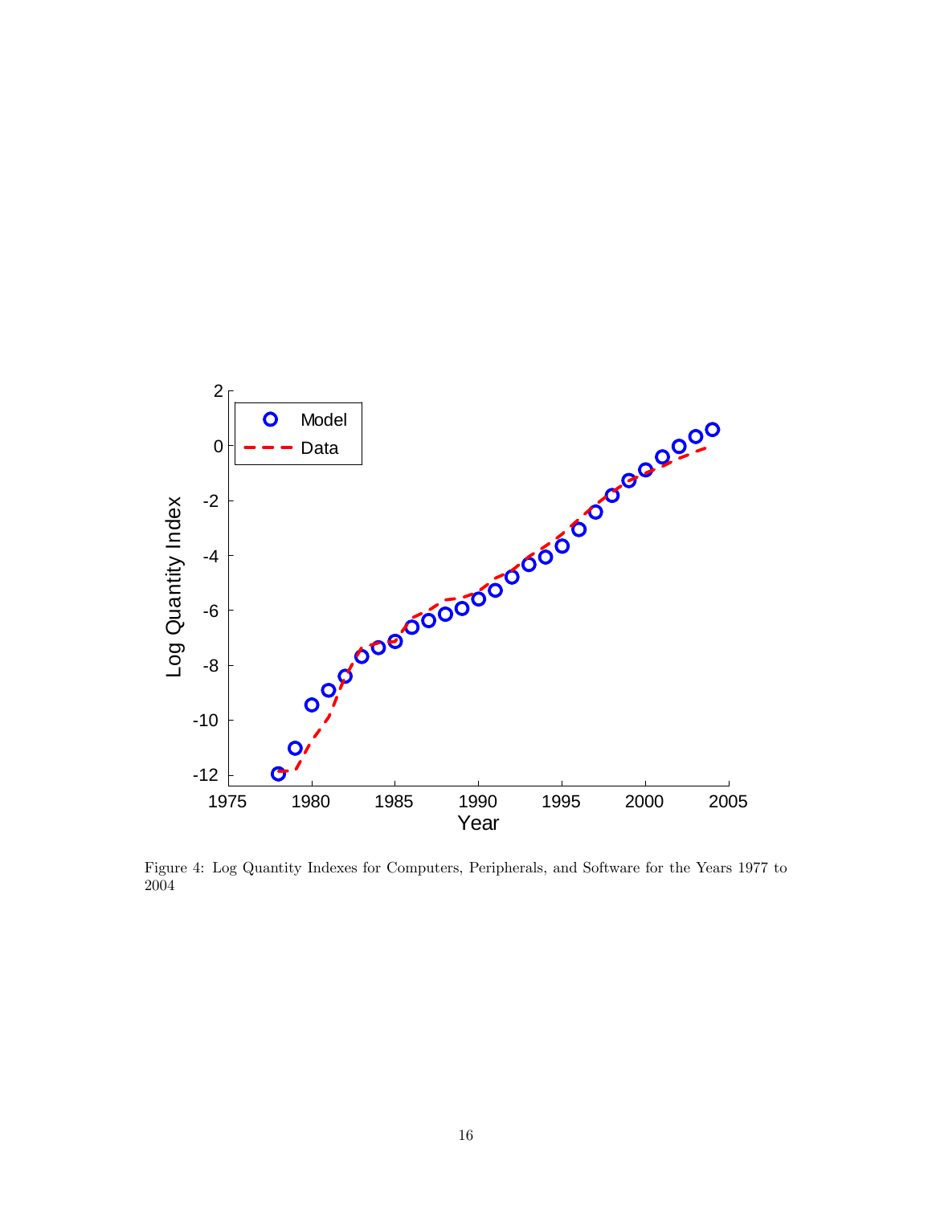Figure 4: Log Quantity Indexes for Computers, Peripherals, and Software for the Years 1977 to 2004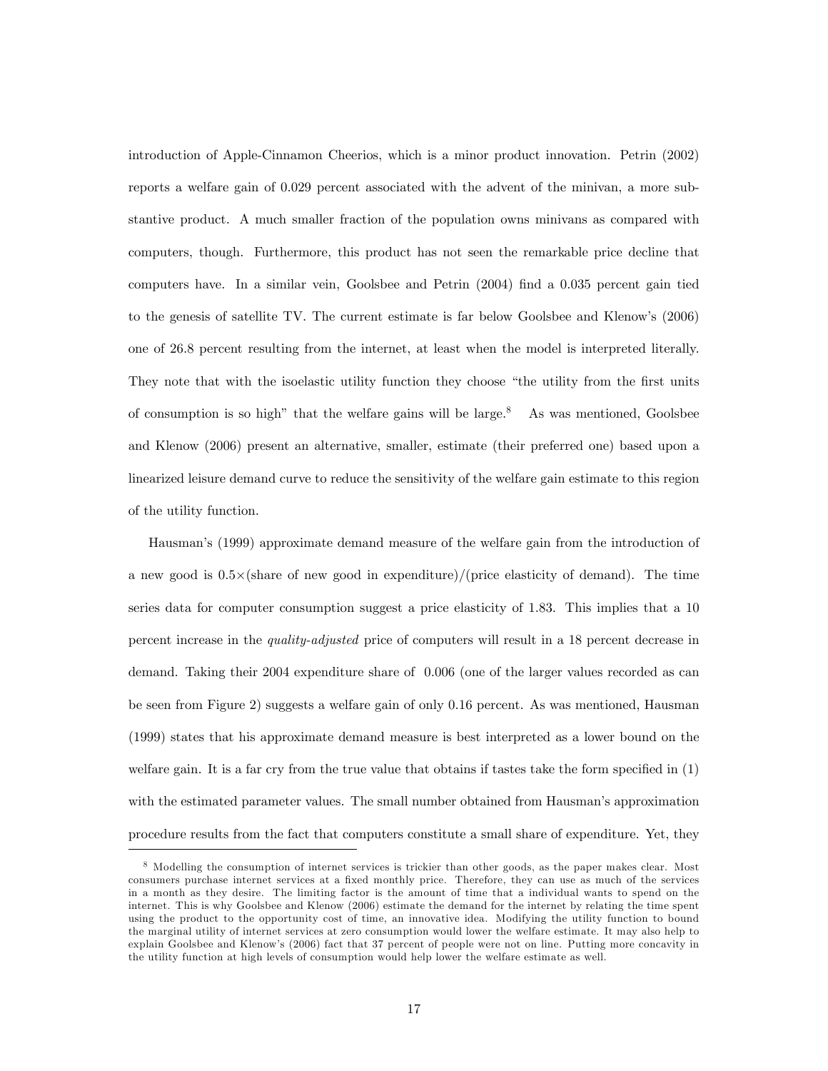introduction of Apple-Cinnamon Cheerios, which is a minor product innovation. Petrin (2002) reports a welfare gain of 0.029 percent associated with the advent of the minivan, a more substantive product. A much smaller fraction of the population owns minivans as compared with computers, though. Furthermore, this product has not seen the remarkable price decline that computers have. In a similar vein, Goolsbee and Petrin (2004) find a 0.035 percent gain tied to the genesis of satellite TV. The current estimate is far below Goolsbee and Klenow's (2006) one of 26.8 percent resulting from the internet, at least when the model is interpreted literally. They note that with the isoelastic utility function they choose "the utility from the first units of consumption is so high" that the welfare gains will be large.[8] As was mentioned, Goolsbee and Klenow (2006) present an alternative, smaller, estimate (their preferred one) based upon a linearized leisure demand curve to reduce the sensitivity of the welfare gain estimate to this region of the utility function.

Hausman's (1999) approximate demand measure of the welfare gain from the introduction of a new good is $0.5\times$(share of new good in expenditure)/(price elasticity of demand). The time series data for computer consumption suggest a price elasticity of 1.83. This implies that a 10 percent increase in the *quality-adjusted* price of computers will result in a 18 percent decrease in demand. Taking their 2004 expenditure share of 0.006 (one of the larger values recorded as can be seen from Figure 2) suggests a welfare gain of only 0.16 percent. As was mentioned, Hausman (1999) states that his approximate demand measure is best interpreted as a lower bound on the welfare gain. It is a far cry from the true value that obtains if tastes take the form specified in (1) with the estimated parameter values. The small number obtained from Hausman's approximation procedure results from the fact that computers constitute a small share of expenditure. Yet, they

[8] Modelling the consumption of internet services is trickier than other goods, as the paper makes clear. Most consumers purchase internet services at a fixed monthly price. Therefore, they can use as much of the services in a month as they desire. The limiting factor is the amount of time that a individual wants to spend on the internet. This is why Goolsbee and Klenow (2006) estimate the demand for the internet by relating the time spent using the product to the opportunity cost of time, an innovative idea. Modifying the utility function to bound the marginal utility of internet services at zero consumption would lower the welfare estimate. It may also help to explain Goolsbee and Klenow's (2006) fact that 37 percent of people were not on line. Putting more concavity in the utility function at high levels of consumption would help lower the welfare estimate as well.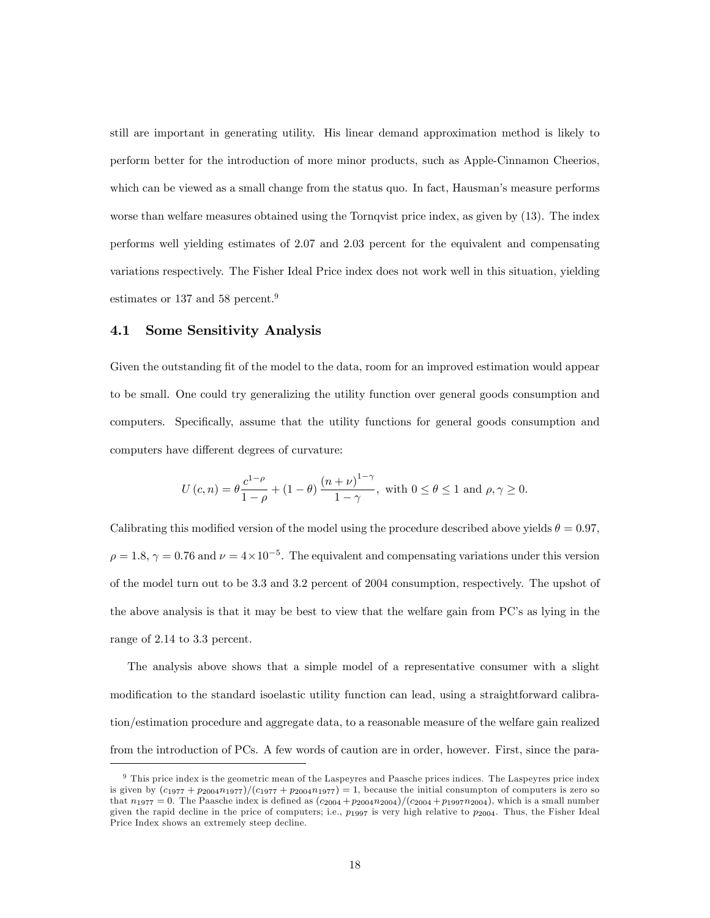still are important in generating utility. His linear demand approximation method is likely to perform better for the introduction of more minor products, such as Apple-Cinnamon Cheerios, which can be viewed as a small change from the status quo. In fact, Hausman's measure performs worse than welfare measures obtained using the Tornqvist price index, as given by (13). The index performs well yielding estimates of 2.07 and 2.03 percent for the equivalent and compensating variations respectively. The Fisher Ideal Price index does not work well in this situation, yielding estimates or 137 and 58 percent.[9]

## 4.1 Some Sensitivity Analysis

Given the outstanding fit of the model to the data, room for an improved estimation would appear to be small. One could try generalizing the utility function over general goods consumption and computers. Specifically, assume that the utility functions for general goods consumption and computers have different degrees of curvature:

$$U(c,n) = \theta \frac{c^{1-\rho}}{1-\rho} + (1-\theta)\frac{(n+\nu)^{1-\gamma}}{1-\gamma}, \text{ with } 0 \leq \theta \leq 1 \text{ and } \rho, \gamma \geq 0.$$

Calibrating this modified version of the model using the procedure described above yields $\theta = 0.97$, $\rho = 1.8$, $\gamma = 0.76$ and $\nu = 4 \times 10^{-5}$. The equivalent and compensating variations under this version of the model turn out to be 3.3 and 3.2 percent of 2004 consumption, respectively. The upshot of the above analysis is that it may be best to view that the welfare gain from PC's as lying in the range of 2.14 to 3.3 percent.

The analysis above shows that a simple model of a representative consumer with a slight modification to the standard isoelastic utility function can lead, using a straightforward calibration/estimation procedure and aggregate data, to a reasonable measure of the welfare gain realized from the introduction of PCs. A few words of caution are in order, however. First, since the para-

---

[9] This price index is the geometric mean of the Laspeyres and Paasche prices indices. The Laspeyres price index is given by $(c_{1977} + p_{2004}n_{1977})/(c_{1977} + p_{2004}n_{1977}) = 1$, because the initial consumpton of computers is zero so that $n_{1977} = 0$. The Paasche index is defined as $(c_{2004} + p_{2004}n_{2004})/(c_{2004} + p_{1997}n_{2004})$, which is a small number given the rapid decline in the price of computers; i.e., $p_{1997}$ is very high relative to $p_{2004}$. Thus, the Fisher Ideal Price Index shows an extremely steep decline.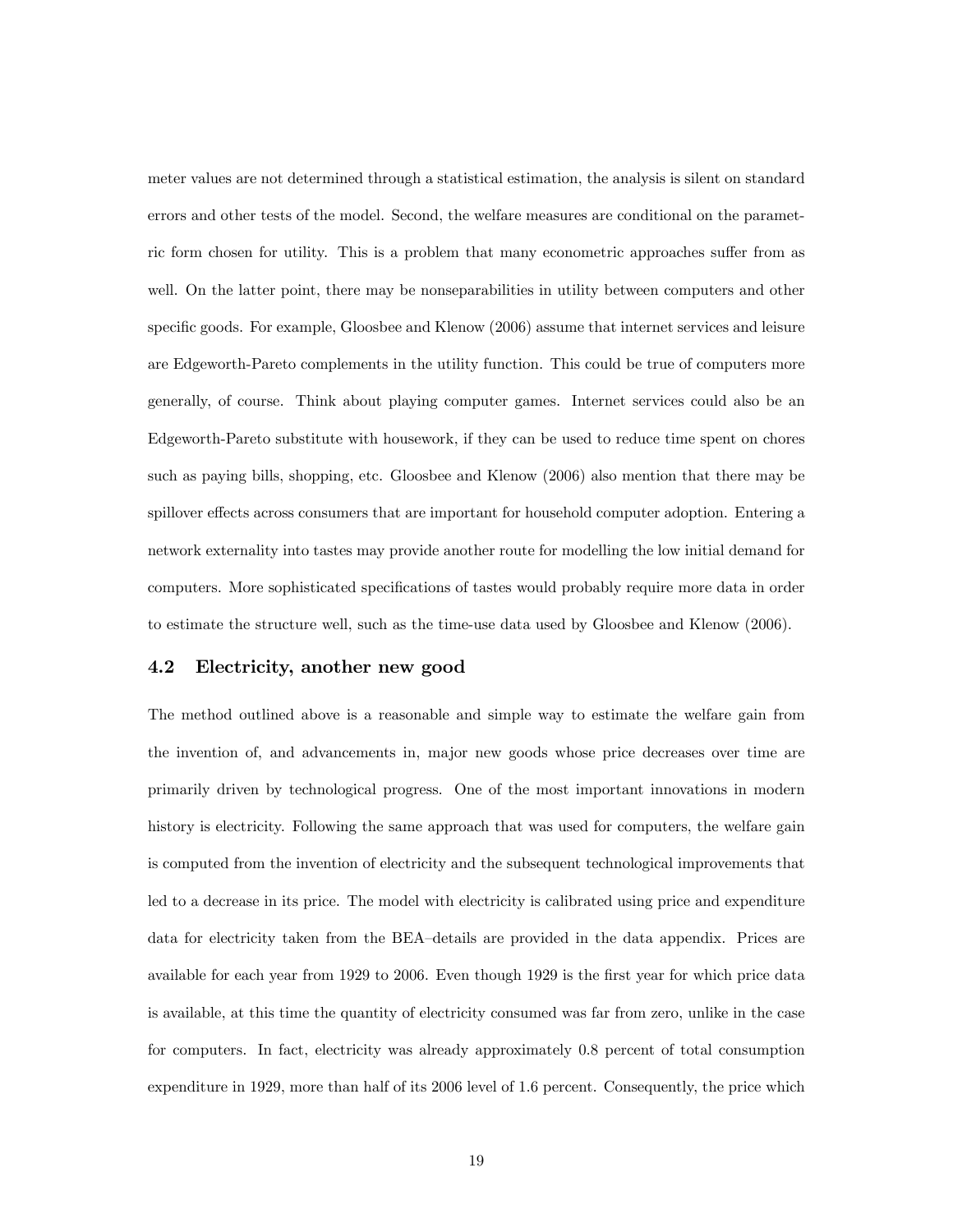meter values are not determined through a statistical estimation, the analysis is silent on standard errors and other tests of the model. Second, the welfare measures are conditional on the parametric form chosen for utility. This is a problem that many econometric approaches suffer from as well. On the latter point, there may be nonseparabilities in utility between computers and other specific goods. For example, Gloosbee and Klenow (2006) assume that internet services and leisure are Edgeworth-Pareto complements in the utility function. This could be true of computers more generally, of course. Think about playing computer games. Internet services could also be an Edgeworth-Pareto substitute with housework, if they can be used to reduce time spent on chores such as paying bills, shopping, etc. Gloosbee and Klenow (2006) also mention that there may be spillover effects across consumers that are important for household computer adoption. Entering a network externality into tastes may provide another route for modelling the low initial demand for computers. More sophisticated specifications of tastes would probably require more data in order to estimate the structure well, such as the time-use data used by Gloosbee and Klenow (2006).

## 4.2 Electricity, another new good

The method outlined above is a reasonable and simple way to estimate the welfare gain from the invention of, and advancements in, major new goods whose price decreases over time are primarily driven by technological progress. One of the most important innovations in modern history is electricity. Following the same approach that was used for computers, the welfare gain is computed from the invention of electricity and the subsequent technological improvements that led to a decrease in its price. The model with electricity is calibrated using price and expenditure data for electricity taken from the BEA–details are provided in the data appendix. Prices are available for each year from 1929 to 2006. Even though 1929 is the first year for which price data is available, at this time the quantity of electricity consumed was far from zero, unlike in the case for computers. In fact, electricity was already approximately 0.8 percent of total consumption expenditure in 1929, more than half of its 2006 level of 1.6 percent. Consequently, the price which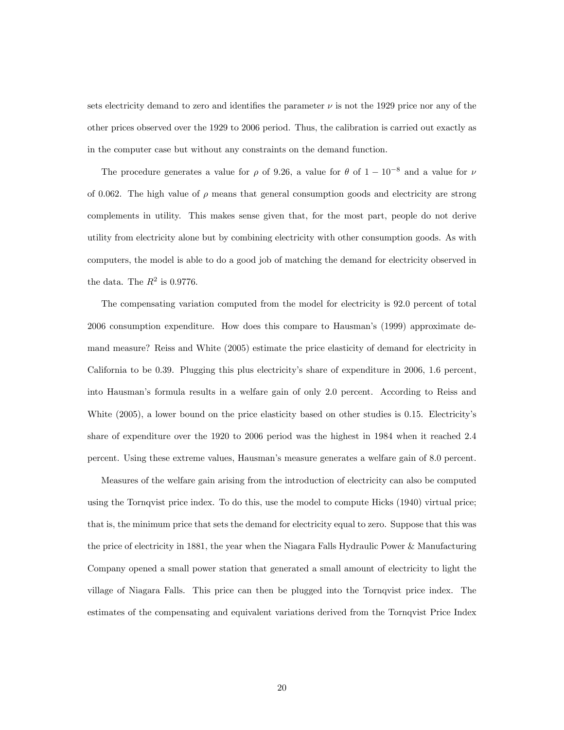sets electricity demand to zero and identifies the parameter $\nu$ is not the 1929 price nor any of the other prices observed over the 1929 to 2006 period. Thus, the calibration is carried out exactly as in the computer case but without any constraints on the demand function.

The procedure generates a value for $\rho$ of 9.26, a value for $\theta$ of $1 - 10^{-8}$ and a value for $\nu$ of 0.062. The high value of $\rho$ means that general consumption goods and electricity are strong complements in utility. This makes sense given that, for the most part, people do not derive utility from electricity alone but by combining electricity with other consumption goods. As with computers, the model is able to do a good job of matching the demand for electricity observed in the data. The $R^2$ is 0.9776.

The compensating variation computed from the model for electricity is 92.0 percent of total 2006 consumption expenditure. How does this compare to Hausman's (1999) approximate demand measure? Reiss and White (2005) estimate the price elasticity of demand for electricity in California to be 0.39. Plugging this plus electricity's share of expenditure in 2006, 1.6 percent, into Hausman's formula results in a welfare gain of only 2.0 percent. According to Reiss and White (2005), a lower bound on the price elasticity based on other studies is 0.15. Electricity's share of expenditure over the 1920 to 2006 period was the highest in 1984 when it reached 2.4 percent. Using these extreme values, Hausman's measure generates a welfare gain of 8.0 percent.

Measures of the welfare gain arising from the introduction of electricity can also be computed using the Tornqvist price index. To do this, use the model to compute Hicks (1940) virtual price; that is, the minimum price that sets the demand for electricity equal to zero. Suppose that this was the price of electricity in 1881, the year when the Niagara Falls Hydraulic Power & Manufacturing Company opened a small power station that generated a small amount of electricity to light the village of Niagara Falls. This price can then be plugged into the Tornqvist price index. The estimates of the compensating and equivalent variations derived from the Tornqvist Price Index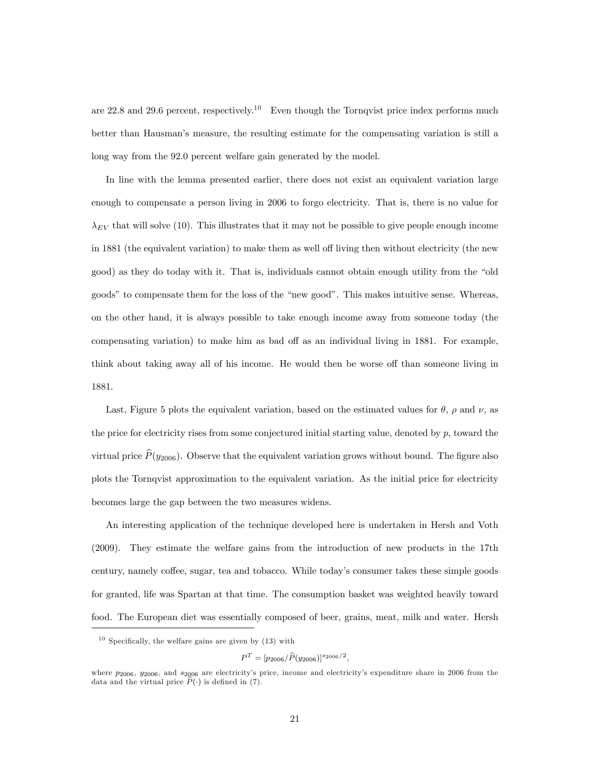are 22.8 and 29.6 percent, respectively.[10] Even though the Tornqvist price index performs much better than Hausman's measure, the resulting estimate for the compensating variation is still a long way from the 92.0 percent welfare gain generated by the model.

In line with the lemma presented earlier, there does not exist an equivalent variation large enough to compensate a person living in 2006 to forgo electricity. That is, there is no value for $\lambda_{EV}$ that will solve (10). This illustrates that it may not be possible to give people enough income in 1881 (the equivalent variation) to make them as well off living then without electricity (the new good) as they do today with it. That is, individuals cannot obtain enough utility from the "old goods" to compensate them for the loss of the "new good". This makes intuitive sense. Whereas, on the other hand, it is always possible to take enough income away from someone today (the compensating variation) to make him as bad off as an individual living in 1881. For example, think about taking away all of his income. He would then be worse off than someone living in 1881.

Last, Figure 5 plots the equivalent variation, based on the estimated values for $\theta$, $\rho$ and $\nu$, as the price for electricity rises from some conjectured initial starting value, denoted by $p$, toward the virtual price $\widehat{P}(y_{2006})$. Observe that the equivalent variation grows without bound. The figure also plots the Tornqvist approximation to the equivalent variation. As the initial price for electricity becomes large the gap between the two measures widens.

An interesting application of the technique developed here is undertaken in Hersh and Voth (2009). They estimate the welfare gains from the introduction of new products in the 17th century, namely coffee, sugar, tea and tobacco. While today's consumer takes these simple goods for granted, life was Spartan at that time. The consumption basket was weighted heavily toward food. The European diet was essentially composed of beer, grains, meat, milk and water. Hersh

---

[10] Specifically, the welfare gains are given by (13) with

$$P^T = [p_{2006}/\widehat{P}(y_{2006})]^{s_{2006}/2},$$

where $p_{2006}$, $y_{2006}$, and $s_{2006}$ are electricity's price, income and electricity's expenditure share in 2006 from the data and the virtual price $\widehat{P}(\cdot)$ is defined in (7).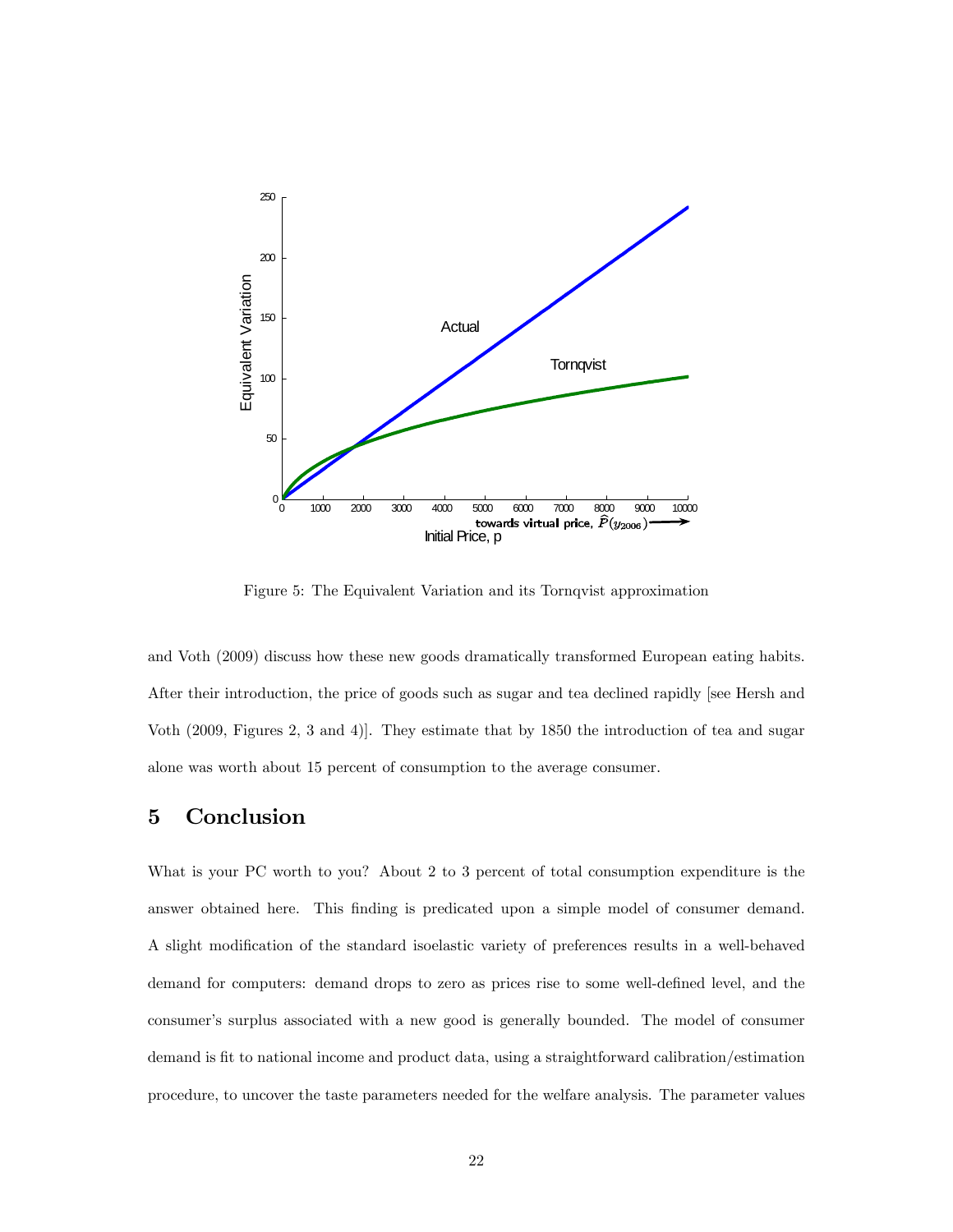Figure 5: The Equivalent Variation and its Tornqvist approximation

and Voth (2009) discuss how these new goods dramatically transformed European eating habits. After their introduction, the price of goods such as sugar and tea declined rapidly [see Hersh and Voth (2009, Figures 2, 3 and 4)]. They estimate that by 1850 the introduction of tea and sugar alone was worth about 15 percent of consumption to the average consumer.

## 5 Conclusion

What is your PC worth to you? About 2 to 3 percent of total consumption expenditure is the answer obtained here. This finding is predicated upon a simple model of consumer demand. A slight modification of the standard isoelastic variety of preferences results in a well-behaved demand for computers: demand drops to zero as prices rise to some well-defined level, and the consumer's surplus associated with a new good is generally bounded. The model of consumer demand is fit to national income and product data, using a straightforward calibration/estimation procedure, to uncover the taste parameters needed for the welfare analysis. The parameter values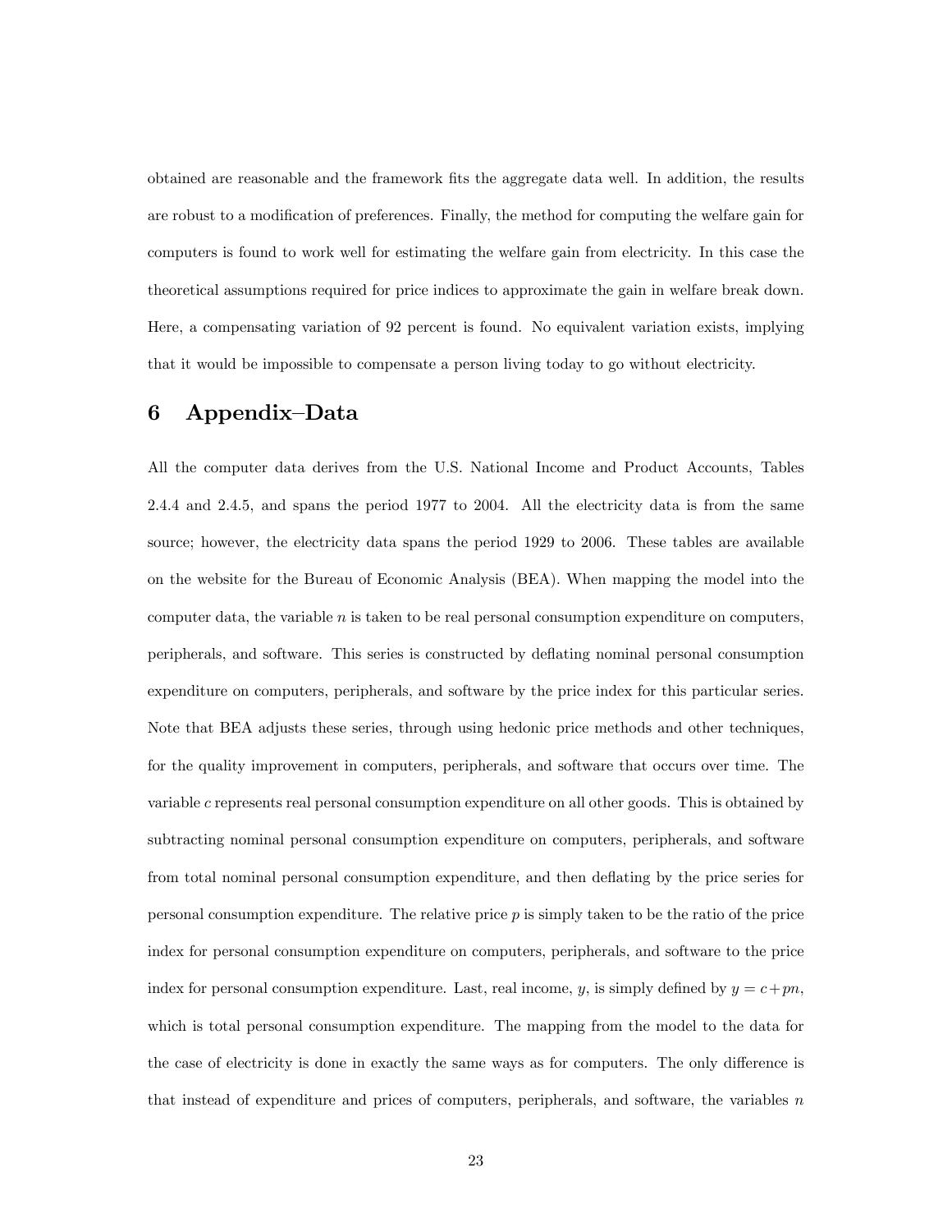obtained are reasonable and the framework fits the aggregate data well. In addition, the results are robust to a modification of preferences. Finally, the method for computing the welfare gain for computers is found to work well for estimating the welfare gain from electricity. In this case the theoretical assumptions required for price indices to approximate the gain in welfare break down. Here, a compensating variation of 92 percent is found. No equivalent variation exists, implying that it would be impossible to compensate a person living today to go without electricity.

# 6 Appendix–Data

All the computer data derives from the U.S. National Income and Product Accounts, Tables 2.4.4 and 2.4.5, and spans the period 1977 to 2004. All the electricity data is from the same source; however, the electricity data spans the period 1929 to 2006. These tables are available on the website for the Bureau of Economic Analysis (BEA). When mapping the model into the computer data, the variable $n$ is taken to be real personal consumption expenditure on computers, peripherals, and software. This series is constructed by deflating nominal personal consumption expenditure on computers, peripherals, and software by the price index for this particular series. Note that BEA adjusts these series, through using hedonic price methods and other techniques, for the quality improvement in computers, peripherals, and software that occurs over time. The variable $c$ represents real personal consumption expenditure on all other goods. This is obtained by subtracting nominal personal consumption expenditure on computers, peripherals, and software from total nominal personal consumption expenditure, and then deflating by the price series for personal consumption expenditure. The relative price $p$ is simply taken to be the ratio of the price index for personal consumption expenditure on computers, peripherals, and software to the price index for personal consumption expenditure. Last, real income, $y$, is simply defined by $y = c + pn$, which is total personal consumption expenditure. The mapping from the model to the data for the case of electricity is done in exactly the same ways as for computers. The only difference is that instead of expenditure and prices of computers, peripherals, and software, the variables $n$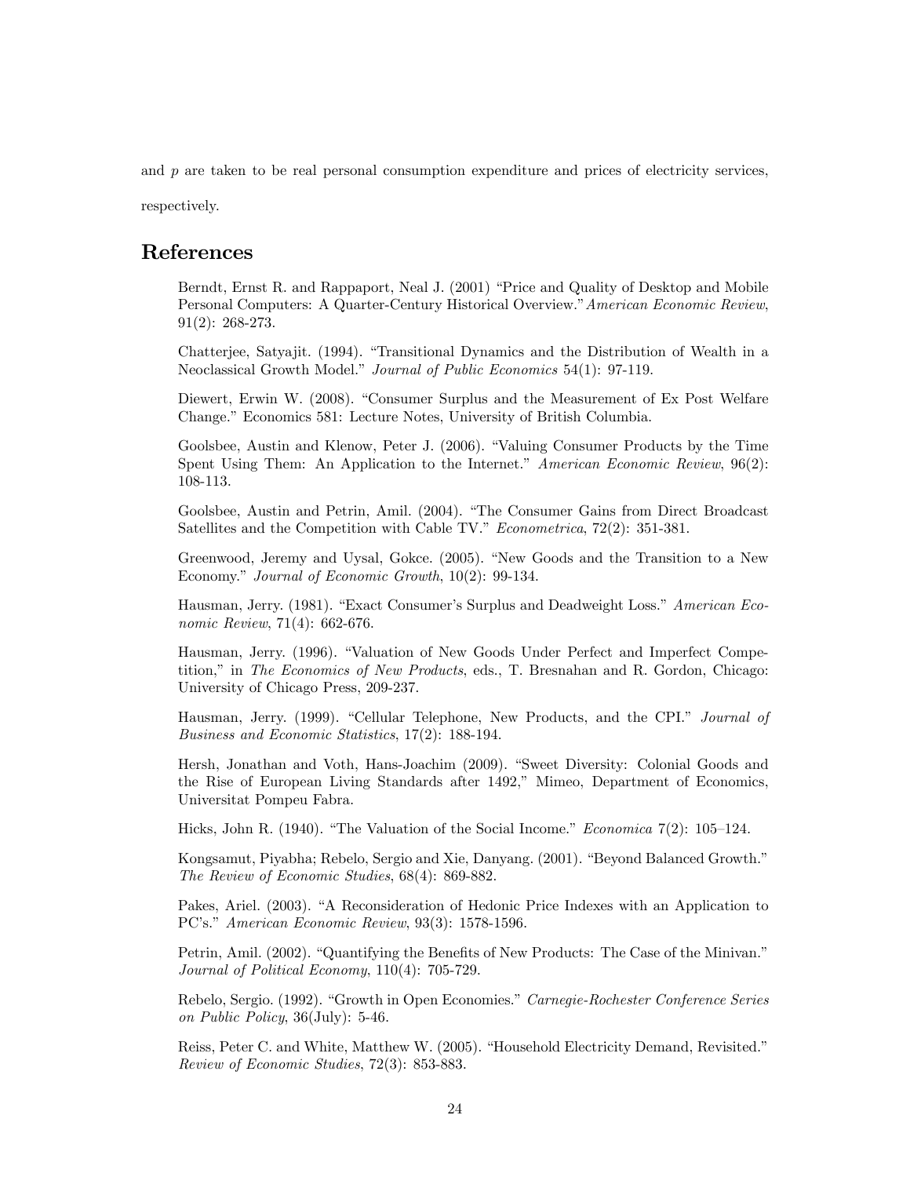and $p$ are taken to be real personal consumption expenditure and prices of electricity services, respectively.

# References

Berndt, Ernst R. and Rappaport, Neal J. (2001) "Price and Quality of Desktop and Mobile Personal Computers: A Quarter-Century Historical Overview." *American Economic Review*, 91(2): 268-273.

Chatterjee, Satyajit. (1994). "Transitional Dynamics and the Distribution of Wealth in a Neoclassical Growth Model." *Journal of Public Economics* 54(1): 97-119.

Diewert, Erwin W. (2008). "Consumer Surplus and the Measurement of Ex Post Welfare Change." Economics 581: Lecture Notes, University of British Columbia.

Goolsbee, Austin and Klenow, Peter J. (2006). "Valuing Consumer Products by the Time Spent Using Them: An Application to the Internet." *American Economic Review*, 96(2): 108-113.

Goolsbee, Austin and Petrin, Amil. (2004). "The Consumer Gains from Direct Broadcast Satellites and the Competition with Cable TV." *Econometrica*, 72(2): 351-381.

Greenwood, Jeremy and Uysal, Gokce. (2005). "New Goods and the Transition to a New Economy." *Journal of Economic Growth*, 10(2): 99-134.

Hausman, Jerry. (1981). "Exact Consumer's Surplus and Deadweight Loss." *American Economic Review*, 71(4): 662-676.

Hausman, Jerry. (1996). "Valuation of New Goods Under Perfect and Imperfect Competition," in *The Economics of New Products*, eds., T. Bresnahan and R. Gordon, Chicago: University of Chicago Press, 209-237.

Hausman, Jerry. (1999). "Cellular Telephone, New Products, and the CPI." *Journal of Business and Economic Statistics*, 17(2): 188-194.

Hersh, Jonathan and Voth, Hans-Joachim (2009). "Sweet Diversity: Colonial Goods and the Rise of European Living Standards after 1492," Mimeo, Department of Economics, Universitat Pompeu Fabra.

Hicks, John R. (1940). "The Valuation of the Social Income." *Economica* 7(2): 105–124.

Kongsamut, Piyabha; Rebelo, Sergio and Xie, Danyang. (2001). "Beyond Balanced Growth." *The Review of Economic Studies*, 68(4): 869-882.

Pakes, Ariel. (2003). "A Reconsideration of Hedonic Price Indexes with an Application to PC's." *American Economic Review*, 93(3): 1578-1596.

Petrin, Amil. (2002). "Quantifying the Benefits of New Products: The Case of the Minivan." *Journal of Political Economy*, 110(4): 705-729.

Rebelo, Sergio. (1992). "Growth in Open Economies." *Carnegie-Rochester Conference Series on Public Policy*, 36(July): 5-46.

Reiss, Peter C. and White, Matthew W. (2005). "Household Electricity Demand, Revisited." *Review of Economic Studies*, 72(3): 853-883.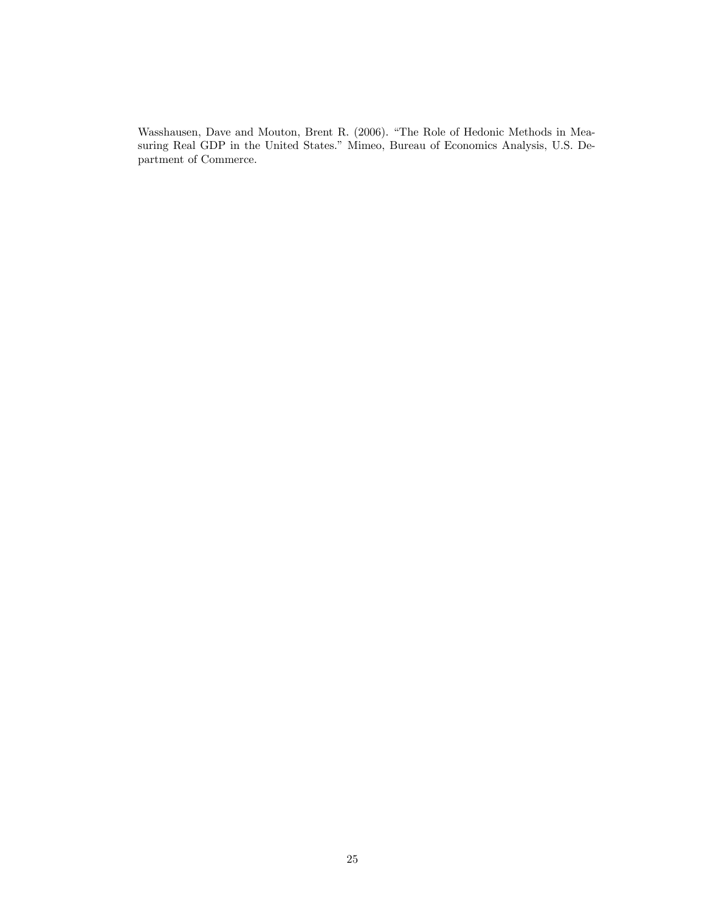Wasshausen, Dave and Mouton, Brent R. (2006). "The Role of Hedonic Methods in Measuring Real GDP in the United States." Mimeo, Bureau of Economics Analysis, U.S. Department of Commerce.